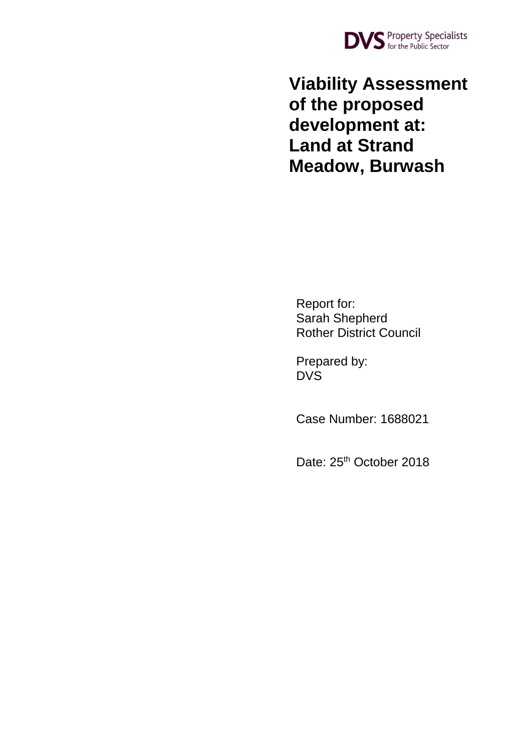DVS Property Specialists for the Public Sector

# Viability Assessment of the proposed development at: Land at Strand Meadow, Burwash

Report for:
Sarah Shepherd
Rother District Council

Prepared by:
DVS

Case Number: 1688021

Date: 25th October 2018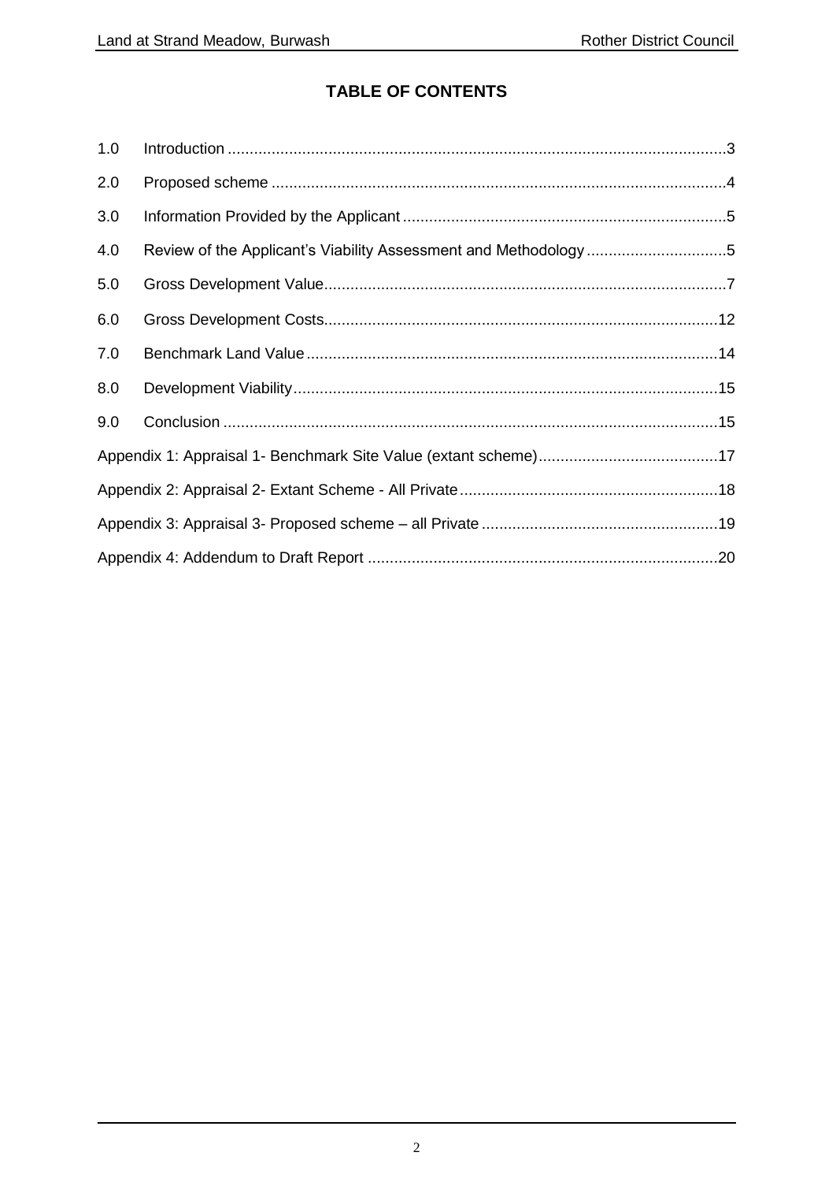## TABLE OF CONTENTS

| | | |
|---|---|---|
| 1.0 | Introduction | 3 |
| 2.0 | Proposed scheme | 4 |
| 3.0 | Information Provided by the Applicant | 5 |
| 4.0 | Review of the Applicant's Viability Assessment and Methodology | 5 |
| 5.0 | Gross Development Value | 7 |
| 6.0 | Gross Development Costs | 12 |
| 7.0 | Benchmark Land Value | 14 |
| 8.0 | Development Viability | 15 |
| 9.0 | Conclusion | 15 |
| Appendix 1: Appraisal 1- Benchmark Site Value (extant scheme) | | 17 |
| Appendix 2: Appraisal 2- Extant Scheme - All Private | | 18 |
| Appendix 3: Appraisal 3- Proposed scheme – all Private | | 19 |
| Appendix 4: Addendum to Draft Report | | 20 |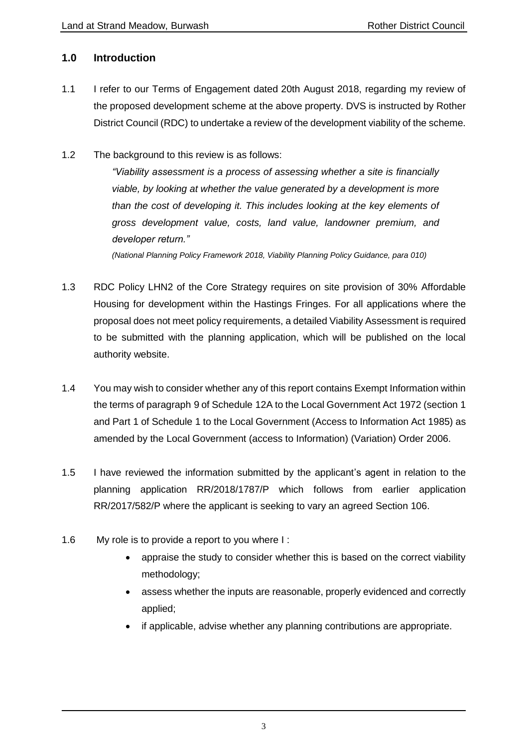## 1.0 Introduction

1.1 I refer to our Terms of Engagement dated 20th August 2018, regarding my review of the proposed development scheme at the above property. DVS is instructed by Rother District Council (RDC) to undertake a review of the development viability of the scheme.

1.2 The background to this review is as follows:

> *"Viability assessment is a process of assessing whether a site is financially viable, by looking at whether the value generated by a development is more than the cost of developing it. This includes looking at the key elements of gross development value, costs, land value, landowner premium, and developer return."*
>
> *(National Planning Policy Framework 2018, Viability Planning Policy Guidance, para 010)*

1.3 RDC Policy LHN2 of the Core Strategy requires on site provision of 30% Affordable Housing for development within the Hastings Fringes. For all applications where the proposal does not meet policy requirements, a detailed Viability Assessment is required to be submitted with the planning application, which will be published on the local authority website.

1.4 You may wish to consider whether any of this report contains Exempt Information within the terms of paragraph 9 of Schedule 12A to the Local Government Act 1972 (section 1 and Part 1 of Schedule 1 to the Local Government (Access to Information Act 1985) as amended by the Local Government (access to Information) (Variation) Order 2006.

1.5 I have reviewed the information submitted by the applicant's agent in relation to the planning application RR/2018/1787/P which follows from earlier application RR/2017/582/P where the applicant is seeking to vary an agreed Section 106.

1.6 My role is to provide a report to you where I :

- appraise the study to consider whether this is based on the correct viability methodology;
- assess whether the inputs are reasonable, properly evidenced and correctly applied;
- if applicable, advise whether any planning contributions are appropriate.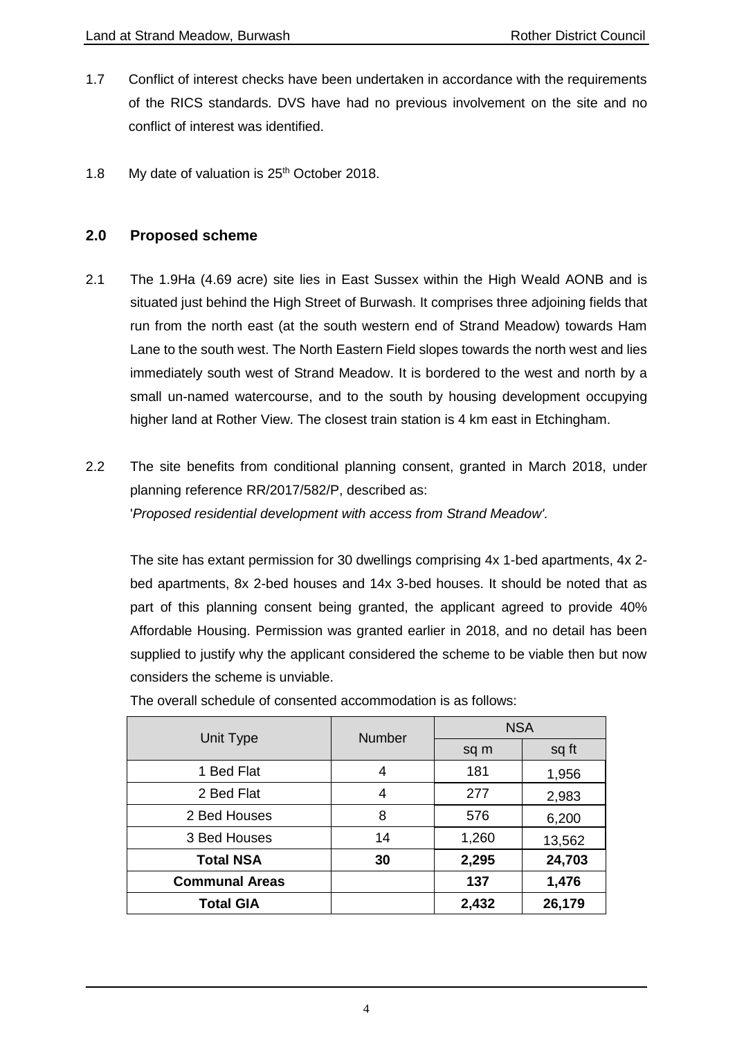1.7 Conflict of interest checks have been undertaken in accordance with the requirements of the RICS standards. DVS have had no previous involvement on the site and no conflict of interest was identified.

1.8 My date of valuation is 25th October 2018.

## 2.0 Proposed scheme

2.1 The 1.9Ha (4.69 acre) site lies in East Sussex within the High Weald AONB and is situated just behind the High Street of Burwash. It comprises three adjoining fields that run from the north east (at the south western end of Strand Meadow) towards Ham Lane to the south west. The North Eastern Field slopes towards the north west and lies immediately south west of Strand Meadow. It is bordered to the west and north by a small un-named watercourse, and to the south by housing development occupying higher land at Rother View. The closest train station is 4 km east in Etchingham.

2.2 The site benefits from conditional planning consent, granted in March 2018, under planning reference RR/2017/582/P, described as:
'*Proposed residential development with access from Strand Meadow'.*

The site has extant permission for 30 dwellings comprising 4x 1-bed apartments, 4x 2-bed apartments, 8x 2-bed houses and 14x 3-bed houses. It should be noted that as part of this planning consent being granted, the applicant agreed to provide 40% Affordable Housing. Permission was granted earlier in 2018, and no detail has been supplied to justify why the applicant considered the scheme to be viable then but now considers the scheme is unviable.

The overall schedule of consented accommodation is as follows:

| Unit Type | Number | NSA | |
|---|---|---|---|
| | | sq m | sq ft |
| 1 Bed Flat | 4 | 181 | 1,956 |
| 2 Bed Flat | 4 | 277 | 2,983 |
| 2 Bed Houses | 8 | 576 | 6,200 |
| 3 Bed Houses | 14 | 1,260 | 13,562 |
| **Total NSA** | **30** | **2,295** | **24,703** |
| **Communal Areas** | | **137** | **1,476** |
| **Total GIA** | | **2,432** | **26,179** |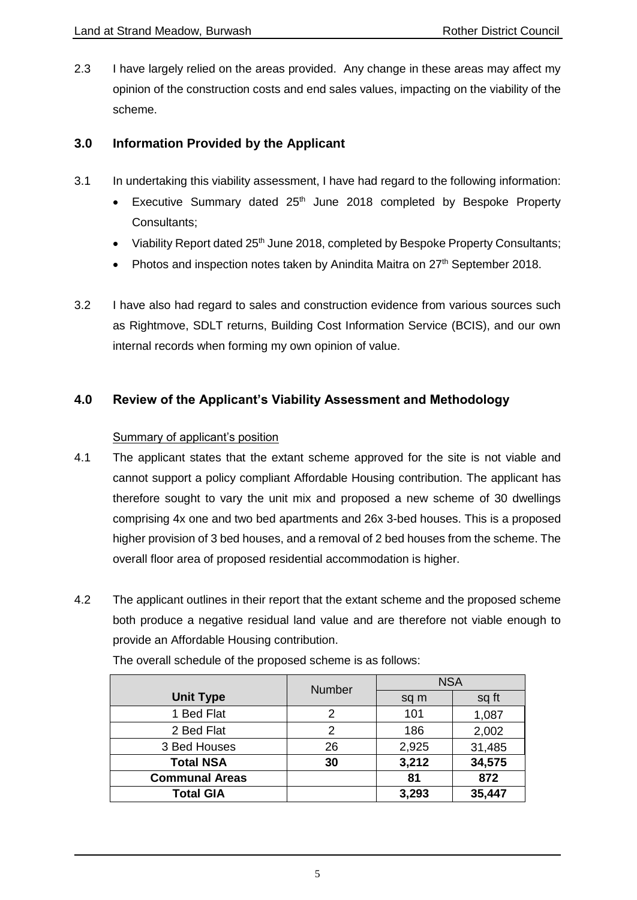2.3 I have largely relied on the areas provided. Any change in these areas may affect my opinion of the construction costs and end sales values, impacting on the viability of the scheme.

## 3.0 Information Provided by the Applicant

3.1 In undertaking this viability assessment, I have had regard to the following information:

- Executive Summary dated 25th June 2018 completed by Bespoke Property Consultants;
- Viability Report dated 25th June 2018, completed by Bespoke Property Consultants;
- Photos and inspection notes taken by Anindita Maitra on 27th September 2018.

3.2 I have also had regard to sales and construction evidence from various sources such as Rightmove, SDLT returns, Building Cost Information Service (BCIS), and our own internal records when forming my own opinion of value.

## 4.0 Review of the Applicant's Viability Assessment and Methodology

Summary of applicant's position

4.1 The applicant states that the extant scheme approved for the site is not viable and cannot support a policy compliant Affordable Housing contribution. The applicant has therefore sought to vary the unit mix and proposed a new scheme of 30 dwellings comprising 4x one and two bed apartments and 26x 3-bed houses. This is a proposed higher provision of 3 bed houses, and a removal of 2 bed houses from the scheme. The overall floor area of proposed residential accommodation is higher.

4.2 The applicant outlines in their report that the extant scheme and the proposed scheme both produce a negative residual land value and are therefore not viable enough to provide an Affordable Housing contribution.

The overall schedule of the proposed scheme is as follows:

| Unit Type | Number | NSA | |
|---|---|---|---|
| | | sq m | sq ft |
| 1 Bed Flat | 2 | 101 | 1,087 |
| 2 Bed Flat | 2 | 186 | 2,002 |
| 3 Bed Houses | 26 | 2,925 | 31,485 |
| **Total NSA** | **30** | **3,212** | **34,575** |
| **Communal Areas** | | **81** | **872** |
| **Total GIA** | | **3,293** | **35,447** |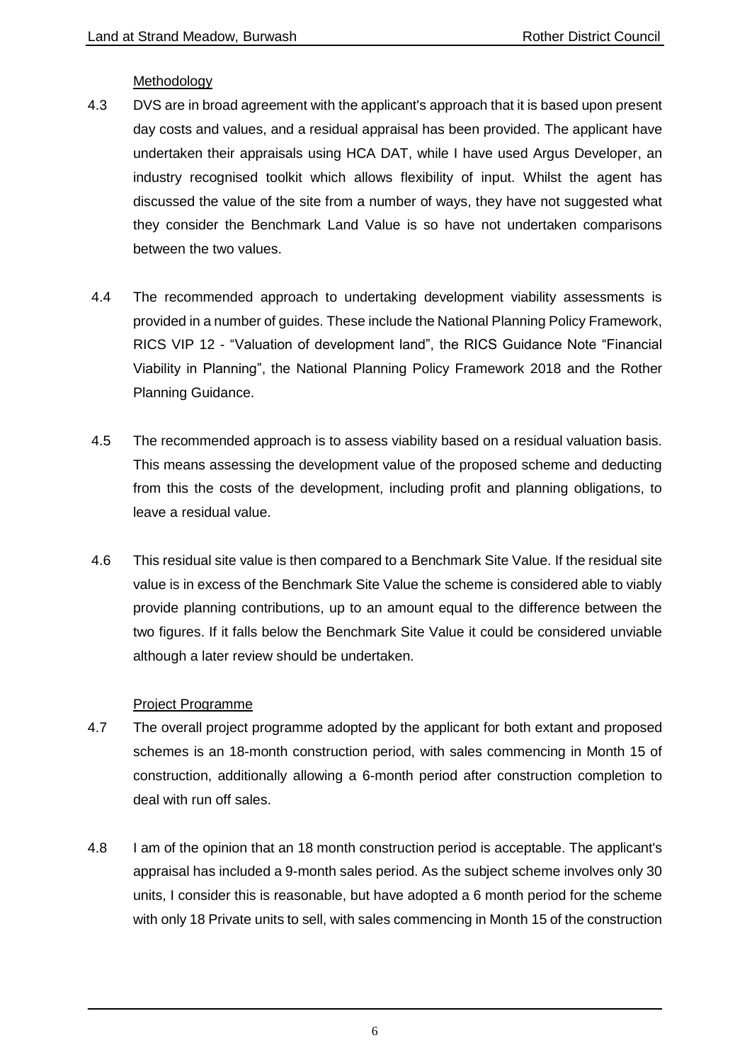Methodology

4.3 DVS are in broad agreement with the applicant's approach that it is based upon present day costs and values, and a residual appraisal has been provided. The applicant have undertaken their appraisals using HCA DAT, while I have used Argus Developer, an industry recognised toolkit which allows flexibility of input. Whilst the agent has discussed the value of the site from a number of ways, they have not suggested what they consider the Benchmark Land Value is so have not undertaken comparisons between the two values.

4.4 The recommended approach to undertaking development viability assessments is provided in a number of guides. These include the National Planning Policy Framework, RICS VIP 12 - "Valuation of development land", the RICS Guidance Note "Financial Viability in Planning", the National Planning Policy Framework 2018 and the Rother Planning Guidance.

4.5 The recommended approach is to assess viability based on a residual valuation basis. This means assessing the development value of the proposed scheme and deducting from this the costs of the development, including profit and planning obligations, to leave a residual value.

4.6 This residual site value is then compared to a Benchmark Site Value. If the residual site value is in excess of the Benchmark Site Value the scheme is considered able to viably provide planning contributions, up to an amount equal to the difference between the two figures. If it falls below the Benchmark Site Value it could be considered unviable although a later review should be undertaken.

Project Programme

4.7 The overall project programme adopted by the applicant for both extant and proposed schemes is an 18-month construction period, with sales commencing in Month 15 of construction, additionally allowing a 6-month period after construction completion to deal with run off sales.

4.8 I am of the opinion that an 18 month construction period is acceptable. The applicant's appraisal has included a 9-month sales period. As the subject scheme involves only 30 units, I consider this is reasonable, but have adopted a 6 month period for the scheme with only 18 Private units to sell, with sales commencing in Month 15 of the construction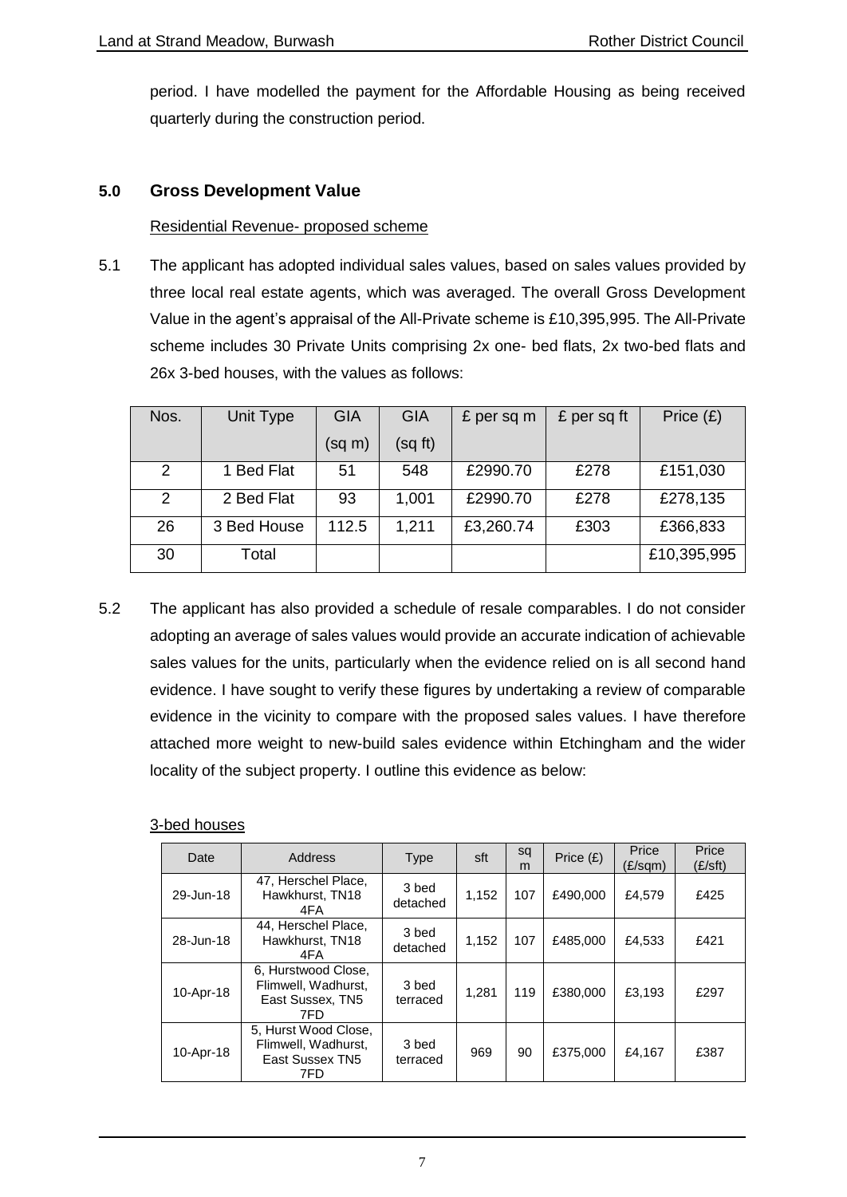period. I have modelled the payment for the Affordable Housing as being received quarterly during the construction period.

## 5.0 Gross Development Value

Residential Revenue- proposed scheme

5.1 The applicant has adopted individual sales values, based on sales values provided by three local real estate agents, which was averaged. The overall Gross Development Value in the agent's appraisal of the All-Private scheme is £10,395,995. The All-Private scheme includes 30 Private Units comprising 2x one- bed flats, 2x two-bed flats and 26x 3-bed houses, with the values as follows:

| Nos. | Unit Type | GIA (sq m) | GIA (sq ft) | £ per sq m | £ per sq ft | Price (£) |
|---|---|---|---|---|---|---|
| 2 | 1 Bed Flat | 51 | 548 | £2990.70 | £278 | £151,030 |
| 2 | 2 Bed Flat | 93 | 1,001 | £2990.70 | £278 | £278,135 |
| 26 | 3 Bed House | 112.5 | 1,211 | £3,260.74 | £303 | £366,833 |
| 30 | Total | | | | | £10,395,995 |

5.2 The applicant has also provided a schedule of resale comparables. I do not consider adopting an average of sales values would provide an accurate indication of achievable sales values for the units, particularly when the evidence relied on is all second hand evidence. I have sought to verify these figures by undertaking a review of comparable evidence in the vicinity to compare with the proposed sales values. I have therefore attached more weight to new-build sales evidence within Etchingham and the wider locality of the subject property. I outline this evidence as below:

3-bed houses

| Date | Address | Type | sft | sq m | Price (£) | Price (£/sqm) | Price (£/sft) |
|---|---|---|---|---|---|---|---|
| 29-Jun-18 | 47, Herschel Place, Hawkhurst, TN18 4FA | 3 bed detached | 1,152 | 107 | £490,000 | £4,579 | £425 |
| 28-Jun-18 | 44, Herschel Place, Hawkhurst, TN18 4FA | 3 bed detached | 1,152 | 107 | £485,000 | £4,533 | £421 |
| 10-Apr-18 | 6, Hurstwood Close, Flimwell, Wadhurst, East Sussex, TN5 7FD | 3 bed terraced | 1,281 | 119 | £380,000 | £3,193 | £297 |
| 10-Apr-18 | 5, Hurst Wood Close, Flimwell, Wadhurst, East Sussex TN5 7FD | 3 bed terraced | 969 | 90 | £375,000 | £4,167 | £387 |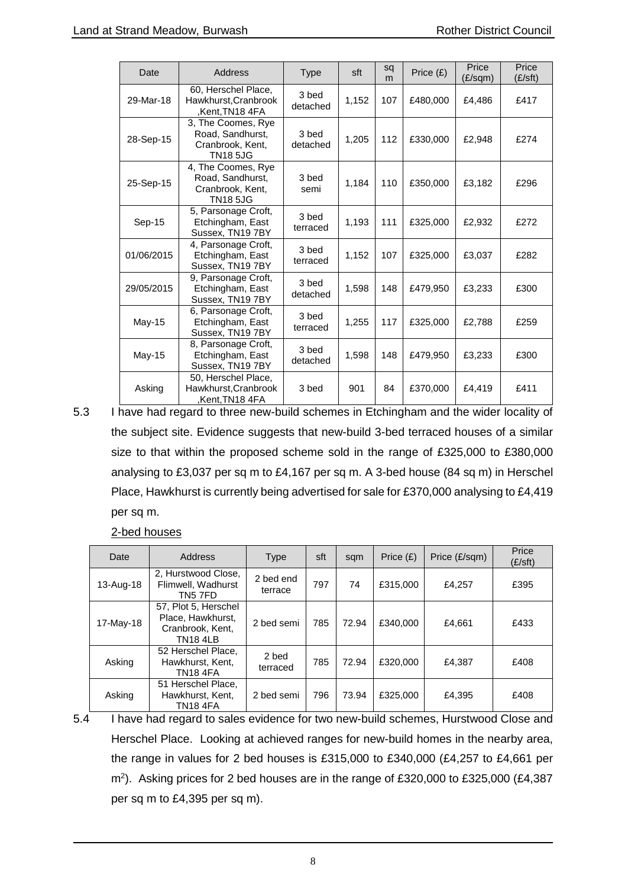| Date | Address | Type | sft | sq m | Price (£) | Price (£/sqm) | Price (£/sft) |
|---|---|---|---|---|---|---|---|
| 29-Mar-18 | 60, Herschel Place, Hawkhurst,Cranbrook ,Kent,TN18 4FA | 3 bed detached | 1,152 | 107 | £480,000 | £4,486 | £417 |
| 28-Sep-15 | 3, The Coomes, Rye Road, Sandhurst, Cranbrook, Kent, TN18 5JG | 3 bed detached | 1,205 | 112 | £330,000 | £2,948 | £274 |
| 25-Sep-15 | 4, The Coomes, Rye Road, Sandhurst, Cranbrook, Kent, TN18 5JG | 3 bed semi | 1,184 | 110 | £350,000 | £3,182 | £296 |
| Sep-15 | 5, Parsonage Croft, Etchingham, East Sussex, TN19 7BY | 3 bed terraced | 1,193 | 111 | £325,000 | £2,932 | £272 |
| 01/06/2015 | 4, Parsonage Croft, Etchingham, East Sussex, TN19 7BY | 3 bed terraced | 1,152 | 107 | £325,000 | £3,037 | £282 |
| 29/05/2015 | 9, Parsonage Croft, Etchingham, East Sussex, TN19 7BY | 3 bed detached | 1,598 | 148 | £479,950 | £3,233 | £300 |
| May-15 | 6, Parsonage Croft, Etchingham, East Sussex, TN19 7BY | 3 bed terraced | 1,255 | 117 | £325,000 | £2,788 | £259 |
| May-15 | 8, Parsonage Croft, Etchingham, East Sussex, TN19 7BY | 3 bed detached | 1,598 | 148 | £479,950 | £3,233 | £300 |
| Asking | 50, Herschel Place, Hawkhurst,Cranbrook ,Kent,TN18 4FA | 3 bed | 901 | 84 | £370,000 | £4,419 | £411 |

5.3 I have had regard to three new-build schemes in Etchingham and the wider locality of the subject site. Evidence suggests that new-build 3-bed terraced houses of a similar size to that within the proposed scheme sold in the range of £325,000 to £380,000 analysing to £3,037 per sq m to £4,167 per sq m. A 3-bed house (84 sq m) in Herschel Place, Hawkhurst is currently being advertised for sale for £370,000 analysing to £4,419 per sq m.

2-bed houses

| Date | Address | Type | sft | sqm | Price (£) | Price (£/sqm) | Price (£/sft) |
|---|---|---|---|---|---|---|---|
| 13-Aug-18 | 2, Hurstwood Close, Flimwell, Wadhurst TN5 7FD | 2 bed end terrace | 797 | 74 | £315,000 | £4,257 | £395 |
| 17-May-18 | 57, Plot 5, Herschel Place, Hawkhurst, Cranbrook, Kent, TN18 4LB | 2 bed semi | 785 | 72.94 | £340,000 | £4,661 | £433 |
| Asking | 52 Herschel Place, Hawkhurst, Kent, TN18 4FA | 2 bed terraced | 785 | 72.94 | £320,000 | £4,387 | £408 |
| Asking | 51 Herschel Place, Hawkhurst, Kent, TN18 4FA | 2 bed semi | 796 | 73.94 | £325,000 | £4,395 | £408 |

5.4 I have had regard to sales evidence for two new-build schemes, Hurstwood Close and Herschel Place. Looking at achieved ranges for new-build homes in the nearby area, the range in values for 2 bed houses is £315,000 to £340,000 (£4,257 to £4,661 per $m^2$). Asking prices for 2 bed houses are in the range of £320,000 to £325,000 (£4,387 per sq m to £4,395 per sq m).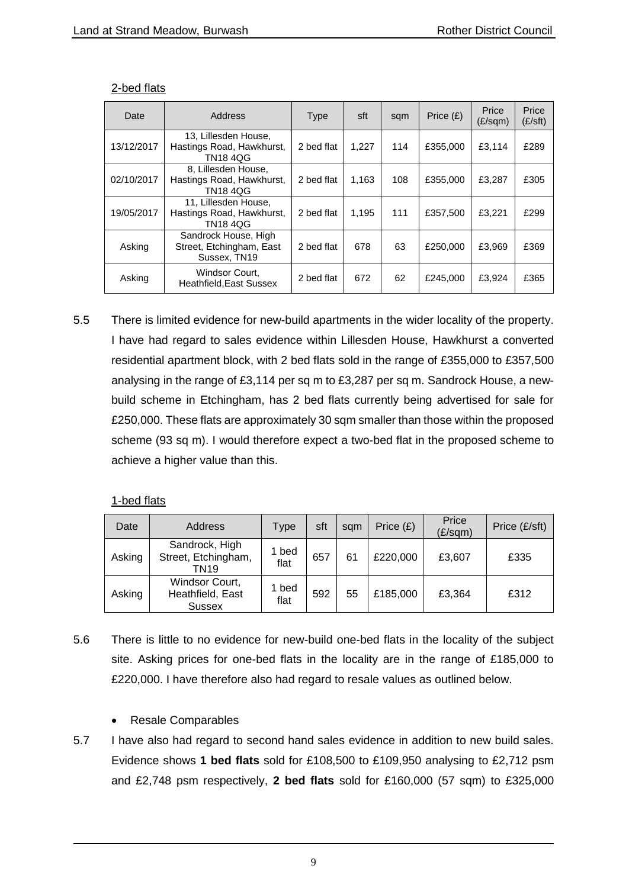2-bed flats

| Date | Address | Type | sft | sqm | Price (£) | Price (£/sqm) | Price (£/sft) |
|---|---|---|---|---|---|---|---|
| 13/12/2017 | 13, Lillesden House, Hastings Road, Hawkhurst, TN18 4QG | 2 bed flat | 1,227 | 114 | £355,000 | £3,114 | £289 |
| 02/10/2017 | 8, Lillesden House, Hastings Road, Hawkhurst, TN18 4QG | 2 bed flat | 1,163 | 108 | £355,000 | £3,287 | £305 |
| 19/05/2017 | 11, Lillesden House, Hastings Road, Hawkhurst, TN18 4QG | 2 bed flat | 1,195 | 111 | £357,500 | £3,221 | £299 |
| Asking | Sandrock House, High Street, Etchingham, East Sussex, TN19 | 2 bed flat | 678 | 63 | £250,000 | £3,969 | £369 |
| Asking | Windsor Court, Heathfield,East Sussex | 2 bed flat | 672 | 62 | £245,000 | £3,924 | £365 |

5.5 There is limited evidence for new-build apartments in the wider locality of the property. I have had regard to sales evidence within Lillesden House, Hawkhurst a converted residential apartment block, with 2 bed flats sold in the range of £355,000 to £357,500 analysing in the range of £3,114 per sq m to £3,287 per sq m. Sandrock House, a new-build scheme in Etchingham, has 2 bed flats currently being advertised for sale for £250,000. These flats are approximately 30 sqm smaller than those within the proposed scheme (93 sq m). I would therefore expect a two-bed flat in the proposed scheme to achieve a higher value than this.

1-bed flats

| Date | Address | Type | sft | sqm | Price (£) | Price (£/sqm) | Price (£/sft) |
|---|---|---|---|---|---|---|---|
| Asking | Sandrock, High Street, Etchingham, TN19 | 1 bed flat | 657 | 61 | £220,000 | £3,607 | £335 |
| Asking | Windsor Court, Heathfield, East Sussex | 1 bed flat | 592 | 55 | £185,000 | £3,364 | £312 |

5.6 There is little to no evidence for new-build one-bed flats in the locality of the subject site. Asking prices for one-bed flats in the locality are in the range of £185,000 to £220,000. I have therefore also had regard to resale values as outlined below.

- Resale Comparables

5.7 I have also had regard to second hand sales evidence in addition to new build sales. Evidence shows **1 bed flats** sold for £108,500 to £109,950 analysing to £2,712 psm and £2,748 psm respectively, **2 bed flats** sold for £160,000 (57 sqm) to £325,000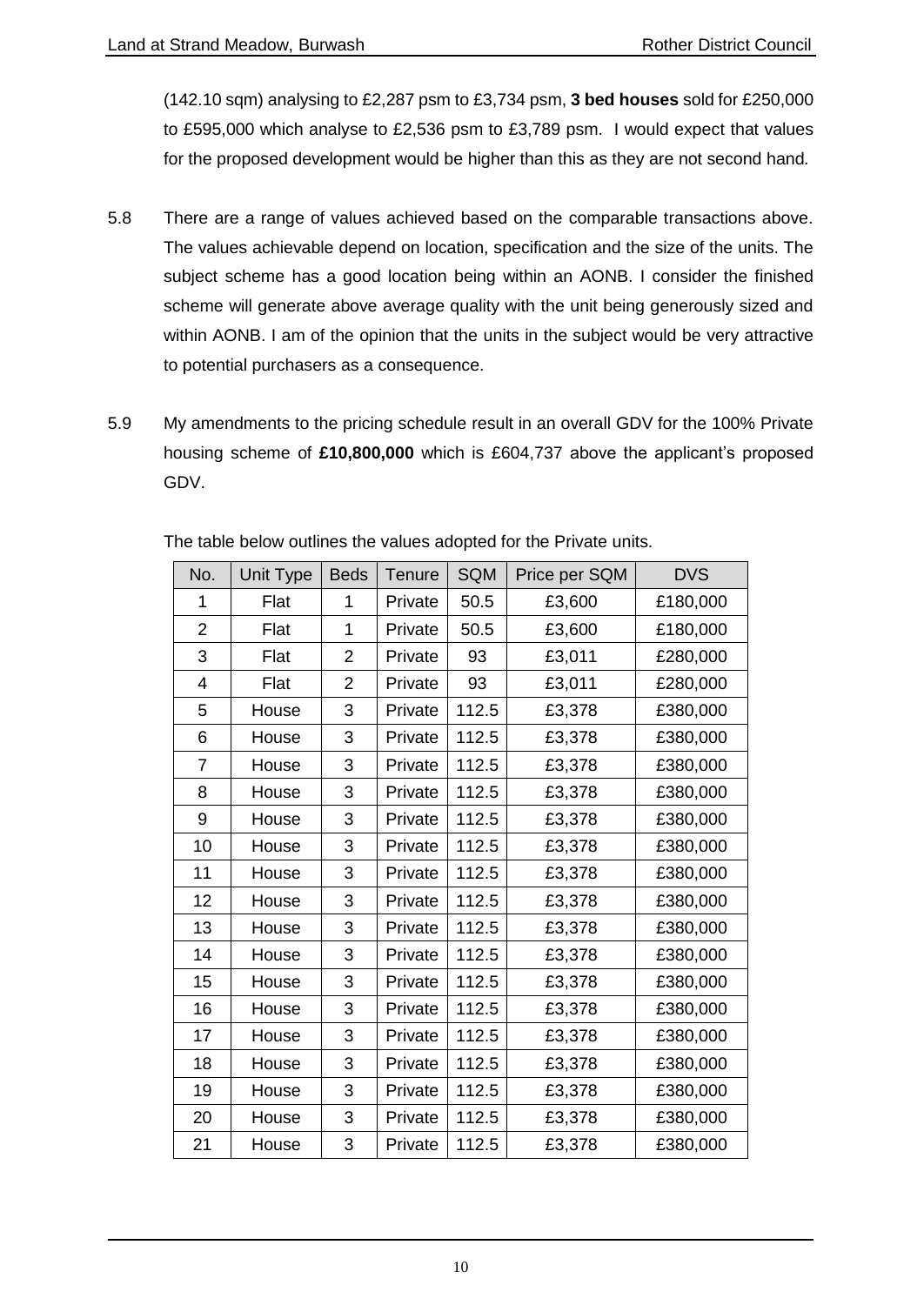(142.10 sqm) analysing to £2,287 psm to £3,734 psm, **3 bed houses** sold for £250,000 to £595,000 which analyse to £2,536 psm to £3,789 psm. I would expect that values for the proposed development would be higher than this as they are not second hand.

5.8 There are a range of values achieved based on the comparable transactions above. The values achievable depend on location, specification and the size of the units. The subject scheme has a good location being within an AONB. I consider the finished scheme will generate above average quality with the unit being generously sized and within AONB. I am of the opinion that the units in the subject would be very attractive to potential purchasers as a consequence.

5.9 My amendments to the pricing schedule result in an overall GDV for the 100% Private housing scheme of **£10,800,000** which is £604,737 above the applicant's proposed GDV.

The table below outlines the values adopted for the Private units.

| No. | Unit Type | Beds | Tenure | SQM | Price per SQM | DVS |
|---|---|---|---|---|---|---|
| 1 | Flat | 1 | Private | 50.5 | £3,600 | £180,000 |
| 2 | Flat | 1 | Private | 50.5 | £3,600 | £180,000 |
| 3 | Flat | 2 | Private | 93 | £3,011 | £280,000 |
| 4 | Flat | 2 | Private | 93 | £3,011 | £280,000 |
| 5 | House | 3 | Private | 112.5 | £3,378 | £380,000 |
| 6 | House | 3 | Private | 112.5 | £3,378 | £380,000 |
| 7 | House | 3 | Private | 112.5 | £3,378 | £380,000 |
| 8 | House | 3 | Private | 112.5 | £3,378 | £380,000 |
| 9 | House | 3 | Private | 112.5 | £3,378 | £380,000 |
| 10 | House | 3 | Private | 112.5 | £3,378 | £380,000 |
| 11 | House | 3 | Private | 112.5 | £3,378 | £380,000 |
| 12 | House | 3 | Private | 112.5 | £3,378 | £380,000 |
| 13 | House | 3 | Private | 112.5 | £3,378 | £380,000 |
| 14 | House | 3 | Private | 112.5 | £3,378 | £380,000 |
| 15 | House | 3 | Private | 112.5 | £3,378 | £380,000 |
| 16 | House | 3 | Private | 112.5 | £3,378 | £380,000 |
| 17 | House | 3 | Private | 112.5 | £3,378 | £380,000 |
| 18 | House | 3 | Private | 112.5 | £3,378 | £380,000 |
| 19 | House | 3 | Private | 112.5 | £3,378 | £380,000 |
| 20 | House | 3 | Private | 112.5 | £3,378 | £380,000 |
| 21 | House | 3 | Private | 112.5 | £3,378 | £380,000 |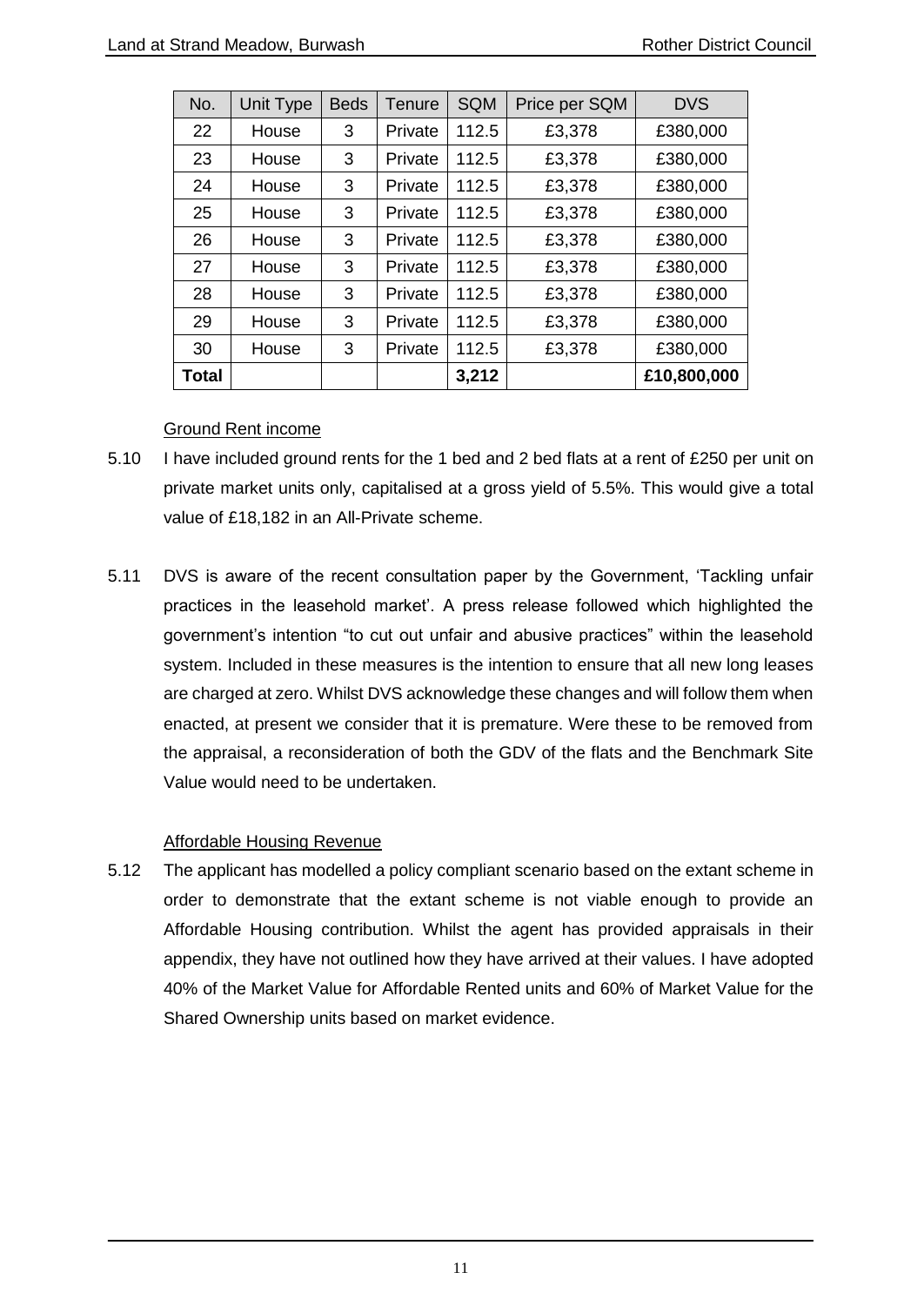| No. | Unit Type | Beds | Tenure | SQM | Price per SQM | DVS |
|---|---|---|---|---|---|---|
| 22 | House | 3 | Private | 112.5 | £3,378 | £380,000 |
| 23 | House | 3 | Private | 112.5 | £3,378 | £380,000 |
| 24 | House | 3 | Private | 112.5 | £3,378 | £380,000 |
| 25 | House | 3 | Private | 112.5 | £3,378 | £380,000 |
| 26 | House | 3 | Private | 112.5 | £3,378 | £380,000 |
| 27 | House | 3 | Private | 112.5 | £3,378 | £380,000 |
| 28 | House | 3 | Private | 112.5 | £3,378 | £380,000 |
| 29 | House | 3 | Private | 112.5 | £3,378 | £380,000 |
| 30 | House | 3 | Private | 112.5 | £3,378 | £380,000 |
| **Total** | | | | **3,212** | | **£10,800,000** |

Ground Rent income

5.10 I have included ground rents for the 1 bed and 2 bed flats at a rent of £250 per unit on private market units only, capitalised at a gross yield of 5.5%. This would give a total value of £18,182 in an All-Private scheme.

5.11 DVS is aware of the recent consultation paper by the Government, 'Tackling unfair practices in the leasehold market'. A press release followed which highlighted the government's intention "to cut out unfair and abusive practices" within the leasehold system. Included in these measures is the intention to ensure that all new long leases are charged at zero. Whilst DVS acknowledge these changes and will follow them when enacted, at present we consider that it is premature. Were these to be removed from the appraisal, a reconsideration of both the GDV of the flats and the Benchmark Site Value would need to be undertaken.

Affordable Housing Revenue

5.12 The applicant has modelled a policy compliant scenario based on the extant scheme in order to demonstrate that the extant scheme is not viable enough to provide an Affordable Housing contribution. Whilst the agent has provided appraisals in their appendix, they have not outlined how they have arrived at their values. I have adopted 40% of the Market Value for Affordable Rented units and 60% of Market Value for the Shared Ownership units based on market evidence.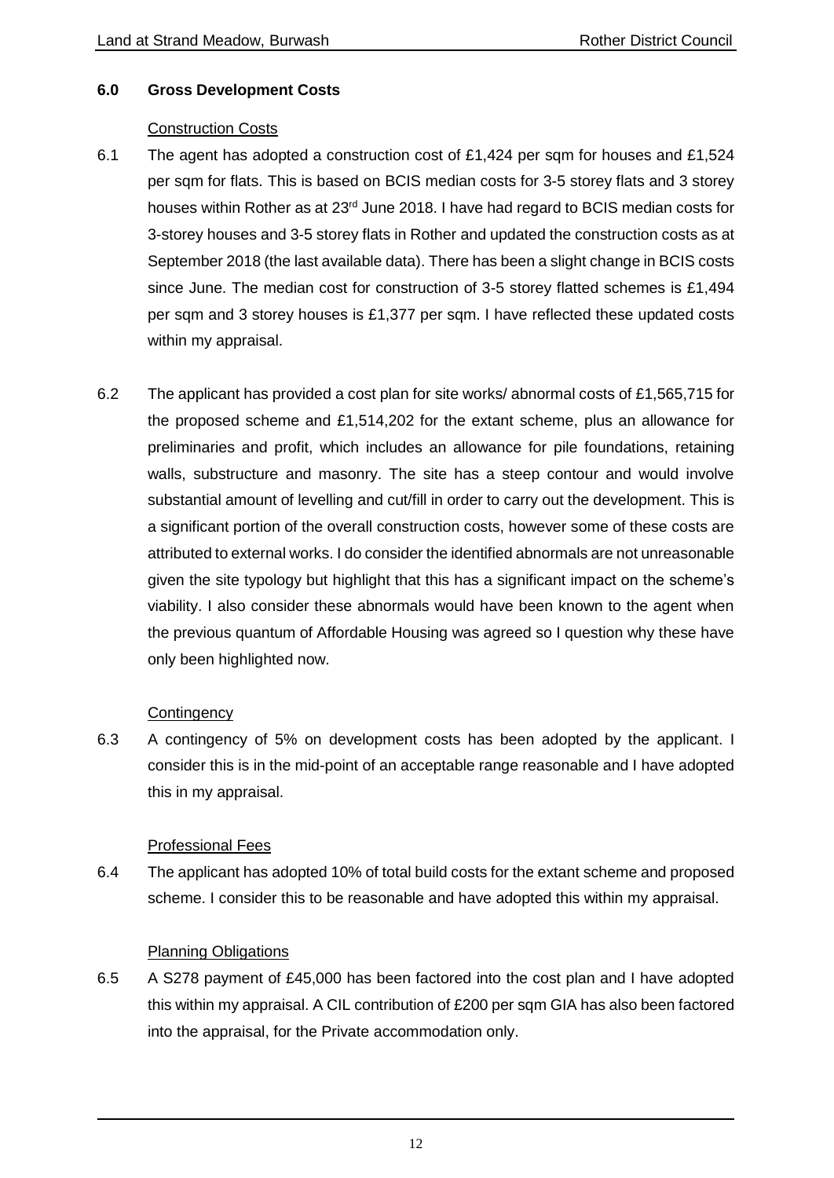## 6.0 Gross Development Costs

Construction Costs

6.1 The agent has adopted a construction cost of £1,424 per sqm for houses and £1,524 per sqm for flats. This is based on BCIS median costs for 3-5 storey flats and 3 storey houses within Rother as at 23rd June 2018. I have had regard to BCIS median costs for 3-storey houses and 3-5 storey flats in Rother and updated the construction costs as at September 2018 (the last available data). There has been a slight change in BCIS costs since June. The median cost for construction of 3-5 storey flatted schemes is £1,494 per sqm and 3 storey houses is £1,377 per sqm. I have reflected these updated costs within my appraisal.

6.2 The applicant has provided a cost plan for site works/ abnormal costs of £1,565,715 for the proposed scheme and £1,514,202 for the extant scheme, plus an allowance for preliminaries and profit, which includes an allowance for pile foundations, retaining walls, substructure and masonry. The site has a steep contour and would involve substantial amount of levelling and cut/fill in order to carry out the development. This is a significant portion of the overall construction costs, however some of these costs are attributed to external works. I do consider the identified abnormals are not unreasonable given the site typology but highlight that this has a significant impact on the scheme's viability. I also consider these abnormals would have been known to the agent when the previous quantum of Affordable Housing was agreed so I question why these have only been highlighted now.

Contingency

6.3 A contingency of 5% on development costs has been adopted by the applicant. I consider this is in the mid-point of an acceptable range reasonable and I have adopted this in my appraisal.

Professional Fees

6.4 The applicant has adopted 10% of total build costs for the extant scheme and proposed scheme. I consider this to be reasonable and have adopted this within my appraisal.

Planning Obligations

6.5 A S278 payment of £45,000 has been factored into the cost plan and I have adopted this within my appraisal. A CIL contribution of £200 per sqm GIA has also been factored into the appraisal, for the Private accommodation only.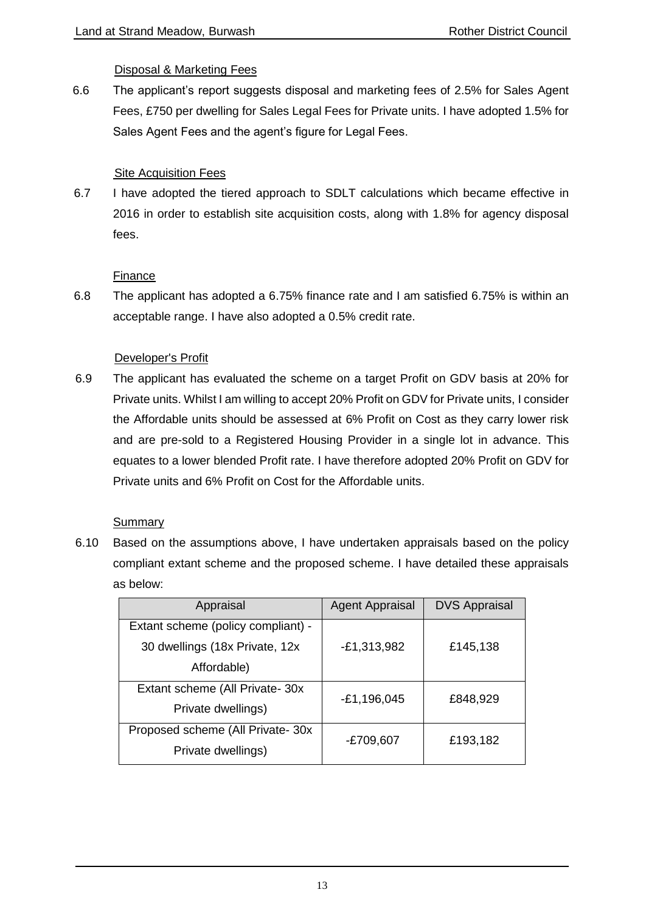Disposal & Marketing Fees

6.6 The applicant's report suggests disposal and marketing fees of 2.5% for Sales Agent Fees, £750 per dwelling for Sales Legal Fees for Private units. I have adopted 1.5% for Sales Agent Fees and the agent's figure for Legal Fees.

Site Acquisition Fees

6.7 I have adopted the tiered approach to SDLT calculations which became effective in 2016 in order to establish site acquisition costs, along with 1.8% for agency disposal fees.

Finance

6.8 The applicant has adopted a 6.75% finance rate and I am satisfied 6.75% is within an acceptable range. I have also adopted a 0.5% credit rate.

Developer's Profit

6.9 The applicant has evaluated the scheme on a target Profit on GDV basis at 20% for Private units. Whilst I am willing to accept 20% Profit on GDV for Private units, I consider the Affordable units should be assessed at 6% Profit on Cost as they carry lower risk and are pre-sold to a Registered Housing Provider in a single lot in advance. This equates to a lower blended Profit rate. I have therefore adopted 20% Profit on GDV for Private units and 6% Profit on Cost for the Affordable units.

Summary

6.10 Based on the assumptions above, I have undertaken appraisals based on the policy compliant extant scheme and the proposed scheme. I have detailed these appraisals as below:

| Appraisal | Agent Appraisal | DVS Appraisal |
|---|---|---|
| Extant scheme (policy compliant) - 30 dwellings (18x Private, 12x Affordable) | -£1,313,982 | £145,138 |
| Extant scheme (All Private- 30x Private dwellings) | -£1,196,045 | £848,929 |
| Proposed scheme (All Private- 30x Private dwellings) | -£709,607 | £193,182 |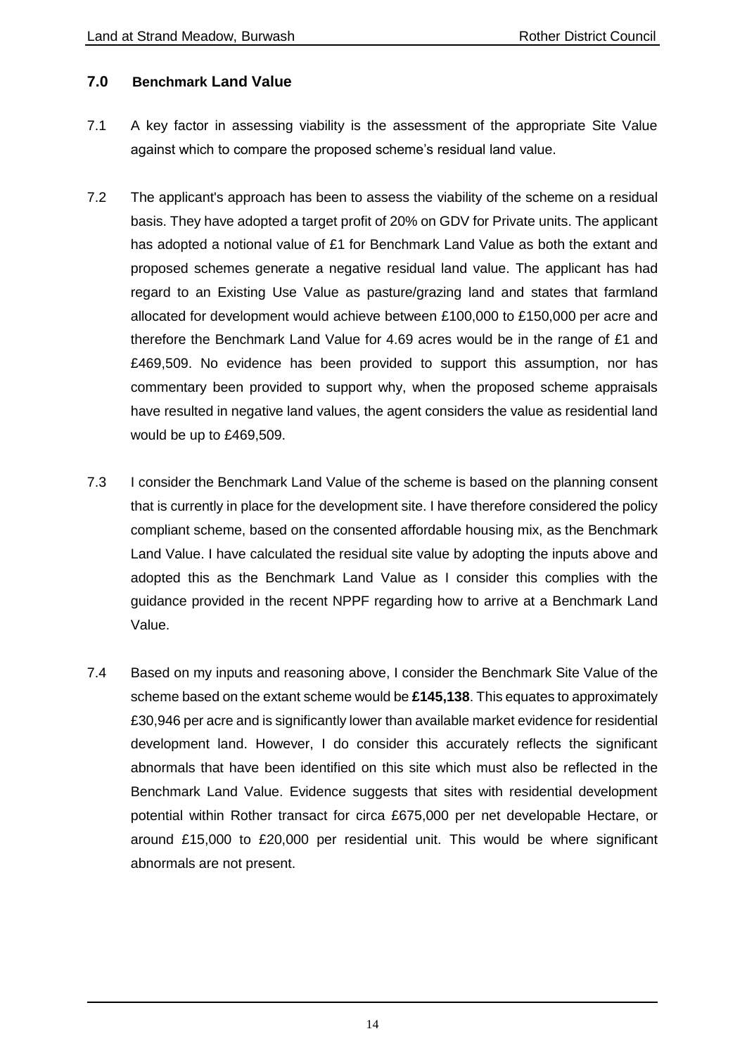## 7.0 Benchmark Land Value

7.1 A key factor in assessing viability is the assessment of the appropriate Site Value against which to compare the proposed scheme's residual land value.

7.2 The applicant's approach has been to assess the viability of the scheme on a residual basis. They have adopted a target profit of 20% on GDV for Private units. The applicant has adopted a notional value of £1 for Benchmark Land Value as both the extant and proposed schemes generate a negative residual land value. The applicant has had regard to an Existing Use Value as pasture/grazing land and states that farmland allocated for development would achieve between £100,000 to £150,000 per acre and therefore the Benchmark Land Value for 4.69 acres would be in the range of £1 and £469,509. No evidence has been provided to support this assumption, nor has commentary been provided to support why, when the proposed scheme appraisals have resulted in negative land values, the agent considers the value as residential land would be up to £469,509.

7.3 I consider the Benchmark Land Value of the scheme is based on the planning consent that is currently in place for the development site. I have therefore considered the policy compliant scheme, based on the consented affordable housing mix, as the Benchmark Land Value. I have calculated the residual site value by adopting the inputs above and adopted this as the Benchmark Land Value as I consider this complies with the guidance provided in the recent NPPF regarding how to arrive at a Benchmark Land Value.

7.4 Based on my inputs and reasoning above, I consider the Benchmark Site Value of the scheme based on the extant scheme would be **£145,138**. This equates to approximately £30,946 per acre and is significantly lower than available market evidence for residential development land. However, I do consider this accurately reflects the significant abnormals that have been identified on this site which must also be reflected in the Benchmark Land Value. Evidence suggests that sites with residential development potential within Rother transact for circa £675,000 per net developable Hectare, or around £15,000 to £20,000 per residential unit. This would be where significant abnormals are not present.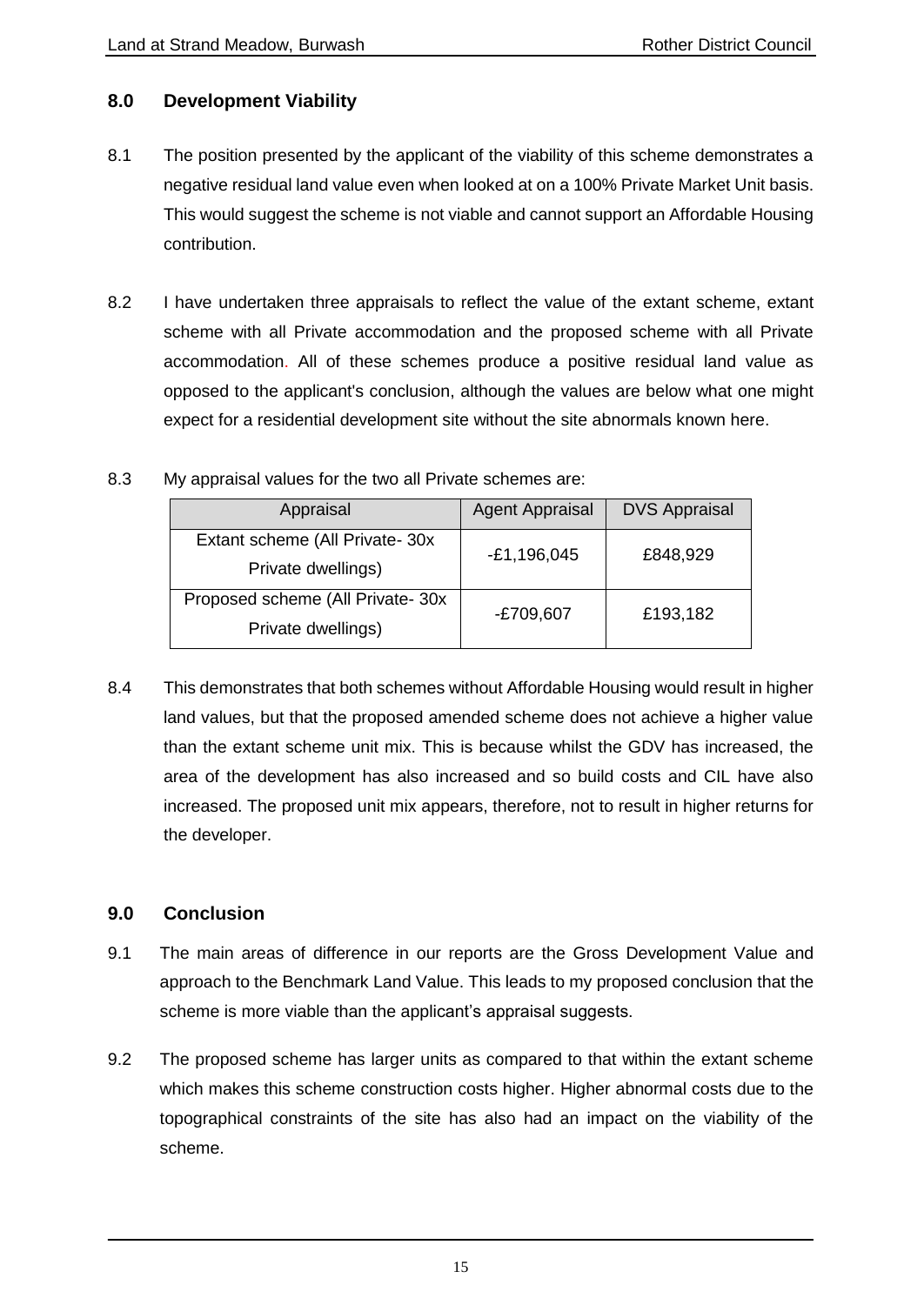## 8.0 Development Viability

8.1 The position presented by the applicant of the viability of this scheme demonstrates a negative residual land value even when looked at on a 100% Private Market Unit basis. This would suggest the scheme is not viable and cannot support an Affordable Housing contribution.

8.2 I have undertaken three appraisals to reflect the value of the extant scheme, extant scheme with all Private accommodation and the proposed scheme with all Private accommodation. All of these schemes produce a positive residual land value as opposed to the applicant's conclusion, although the values are below what one might expect for a residential development site without the site abnormals known here.

8.3 My appraisal values for the two all Private schemes are:

| Appraisal | Agent Appraisal | DVS Appraisal |
|---|---|---|
| Extant scheme (All Private- 30x Private dwellings) | -£1,196,045 | £848,929 |
| Proposed scheme (All Private- 30x Private dwellings) | -£709,607 | £193,182 |

8.4 This demonstrates that both schemes without Affordable Housing would result in higher land values, but that the proposed amended scheme does not achieve a higher value than the extant scheme unit mix. This is because whilst the GDV has increased, the area of the development has also increased and so build costs and CIL have also increased. The proposed unit mix appears, therefore, not to result in higher returns for the developer.

## 9.0 Conclusion

9.1 The main areas of difference in our reports are the Gross Development Value and approach to the Benchmark Land Value. This leads to my proposed conclusion that the scheme is more viable than the applicant's appraisal suggests.

9.2 The proposed scheme has larger units as compared to that within the extant scheme which makes this scheme construction costs higher. Higher abnormal costs due to the topographical constraints of the site has also had an impact on the viability of the scheme.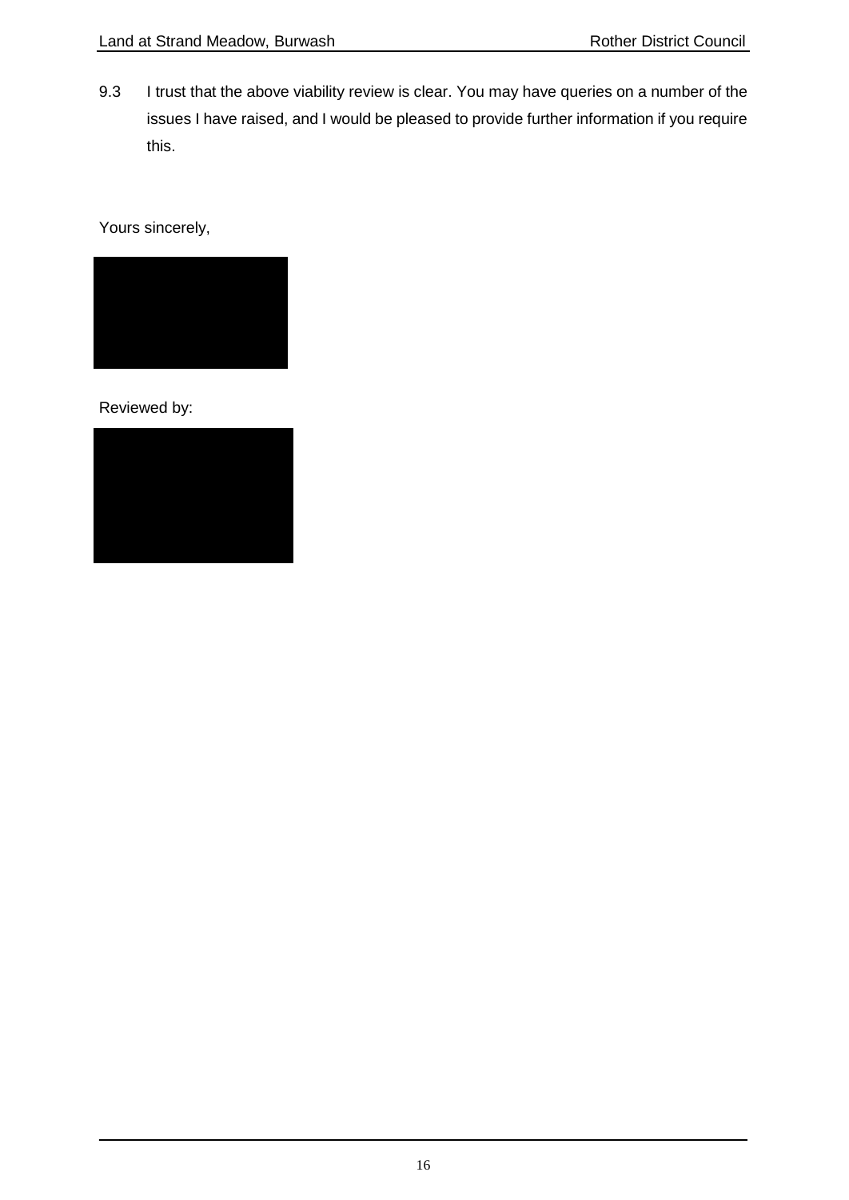9.3 I trust that the above viability review is clear. You may have queries on a number of the issues I have raised, and I would be pleased to provide further information if you require this.

Yours sincerely,

Reviewed by: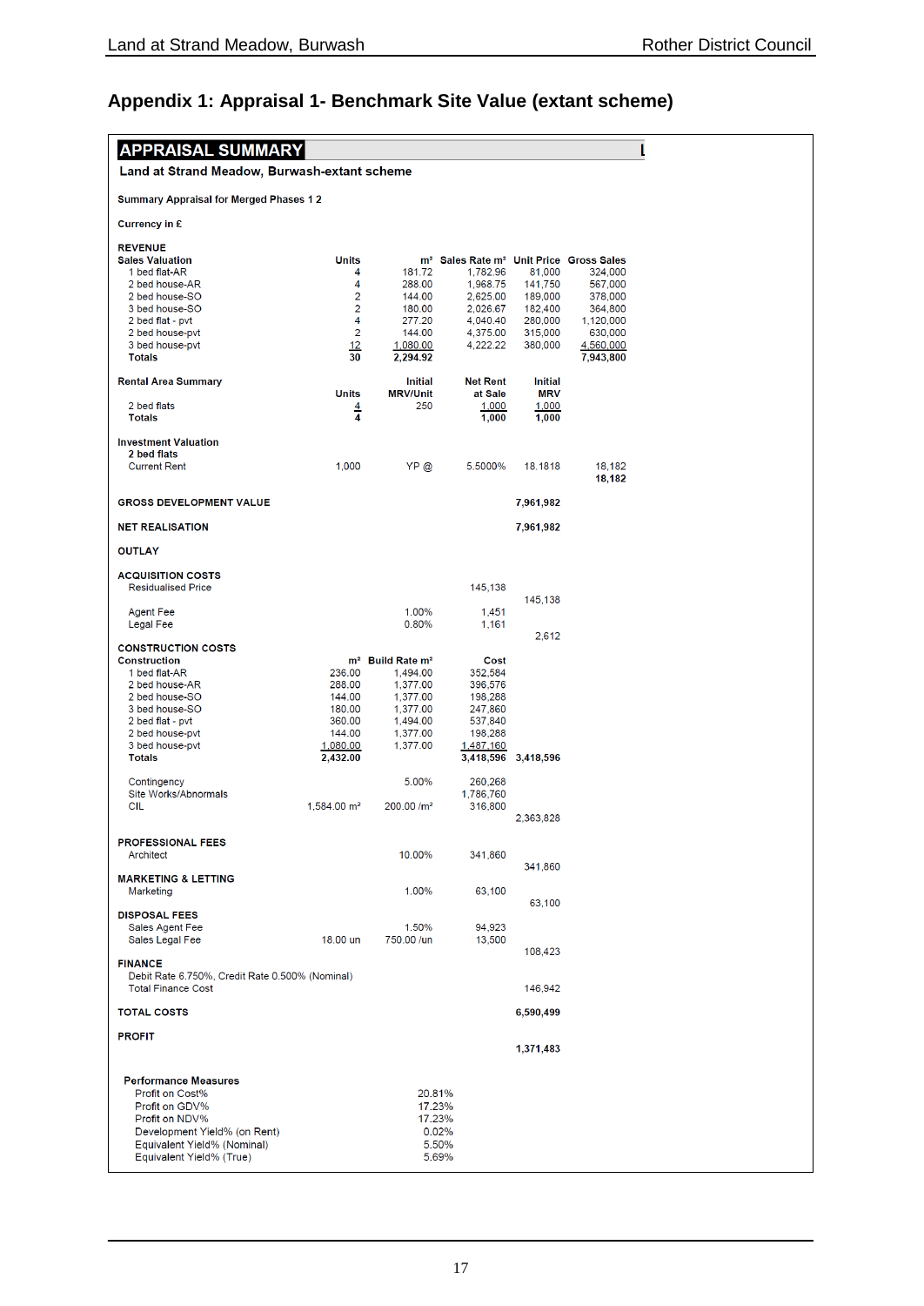## Appendix 1: Appraisal 1- Benchmark Site Value (extant scheme)

**APPRAISAL SUMMARY**

**Land at Strand Meadow, Burwash-extant scheme**

**Summary Appraisal for Merged Phases 1 2**

**Currency in £**

**REVENUE**

| Sales Valuation | Units | m² | Sales Rate m² | Unit Price | Gross Sales |
|---|---|---|---|---|---|
| 1 bed flat-AR | 4 | 181.72 | 1,782.96 | 81,000 | 324,000 |
| 2 bed house-AR | 4 | 288.00 | 1,968.75 | 141,750 | 567,000 |
| 2 bed house-SO | 2 | 144.00 | 2,625.00 | 189,000 | 378,000 |
| 3 bed house-SO | 2 | 180.00 | 2,026.67 | 182,400 | 364,800 |
| 2 bed flat - pvt | 4 | 277.20 | 4,040.40 | 280,000 | 1,120,000 |
| 2 bed house-pvt | 2 | 144.00 | 4,375.00 | 315,000 | 630,000 |
| 3 bed house-pvt | 12 | 1,080.00 | 4,222.22 | 380,000 | 4,560,000 |
| **Totals** | **30** | **2,294.92** | | | **7,943,800** |

| Rental Area Summary | Units | Initial MRV/Unit | Net Rent at Sale | Initial MRV |
|---|---|---|---|---|
| 2 bed flats | 4 | 250 | 1,000 | 1,000 |
| **Totals** | **4** | | **1,000** | **1,000** |

**Investment Valuation**

| | | | | | |
|---|---|---|---|---|---|
| **2 bed flats** | | | | | |
| Current Rent | 1,000 | YP @ | 5.5000% | 18.1818 | 18,182 |
| | | | | | **18,182** |

| | |
|---|---|
| **GROSS DEVELOPMENT VALUE** | **7,961,982** |
| **NET REALISATION** | **7,961,982** |

**OUTLAY**

**ACQUISITION COSTS**

| | | | | |
|---|---|---|---|---|
| Residualised Price | | | 145,138 | |
| | | | | 145,138 |
| Agent Fee | | 1.00% | 1,451 | |
| Legal Fee | | 0.80% | 1,161 | |
| | | | | 2,612 |

**CONSTRUCTION COSTS**

| Construction | m² | Build Rate m² | Cost | |
|---|---|---|---|---|
| 1 bed flat-AR | 236.00 | 1,494.00 | 352,584 | |
| 2 bed house-AR | 288.00 | 1,377.00 | 396,576 | |
| 2 bed house-SO | 144.00 | 1,377.00 | 198,288 | |
| 3 bed house-SO | 180.00 | 1,377.00 | 247,860 | |
| 2 bed flat - pvt | 360.00 | 1,494.00 | 537,840 | |
| 2 bed house-pvt | 144.00 | 1,377.00 | 198,288 | |
| 3 bed house-pvt | 1,080.00 | 1,377.00 | 1,487,160 | |
| **Totals** | **2,432.00** | | **3,418,596** | **3,418,596** |
| Contingency | | 5.00% | 260,268 | |
| Site Works/Abnormals | | | 1,786,760 | |
| CIL | 1,584.00 m² | 200.00 /m² | 316,800 | |
| | | | | 2,363,828 |

**PROFESSIONAL FEES**

| | | | |
|---|---|---|---|
| Architect | 10.00% | 341,860 | |
| | | | 341,860 |

**MARKETING & LETTING**

| | | | |
|---|---|---|---|
| Marketing | 1.00% | 63,100 | |
| | | | 63,100 |

**DISPOSAL FEES**

| | | | | |
|---|---|---|---|---|
| Sales Agent Fee | | 1.50% | 94,923 | |
| Sales Legal Fee | 18.00 un | 750.00 /un | 13,500 | |
| | | | | 108,423 |

**FINANCE**

Debit Rate 6.750%, Credit Rate 0.500% (Nominal)

| | |
|---|---|
| Total Finance Cost | 146,942 |
| **TOTAL COSTS** | **6,590,499** |
| **PROFIT** | **1,371,483** |

**Performance Measures**

| | |
|---|---|
| Profit on Cost% | 20.81% |
| Profit on GDV% | 17.23% |
| Profit on NDV% | 17.23% |
| Development Yield% (on Rent) | 0.02% |
| Equivalent Yield% (Nominal) | 5.50% |
| Equivalent Yield% (True) | 5.69% |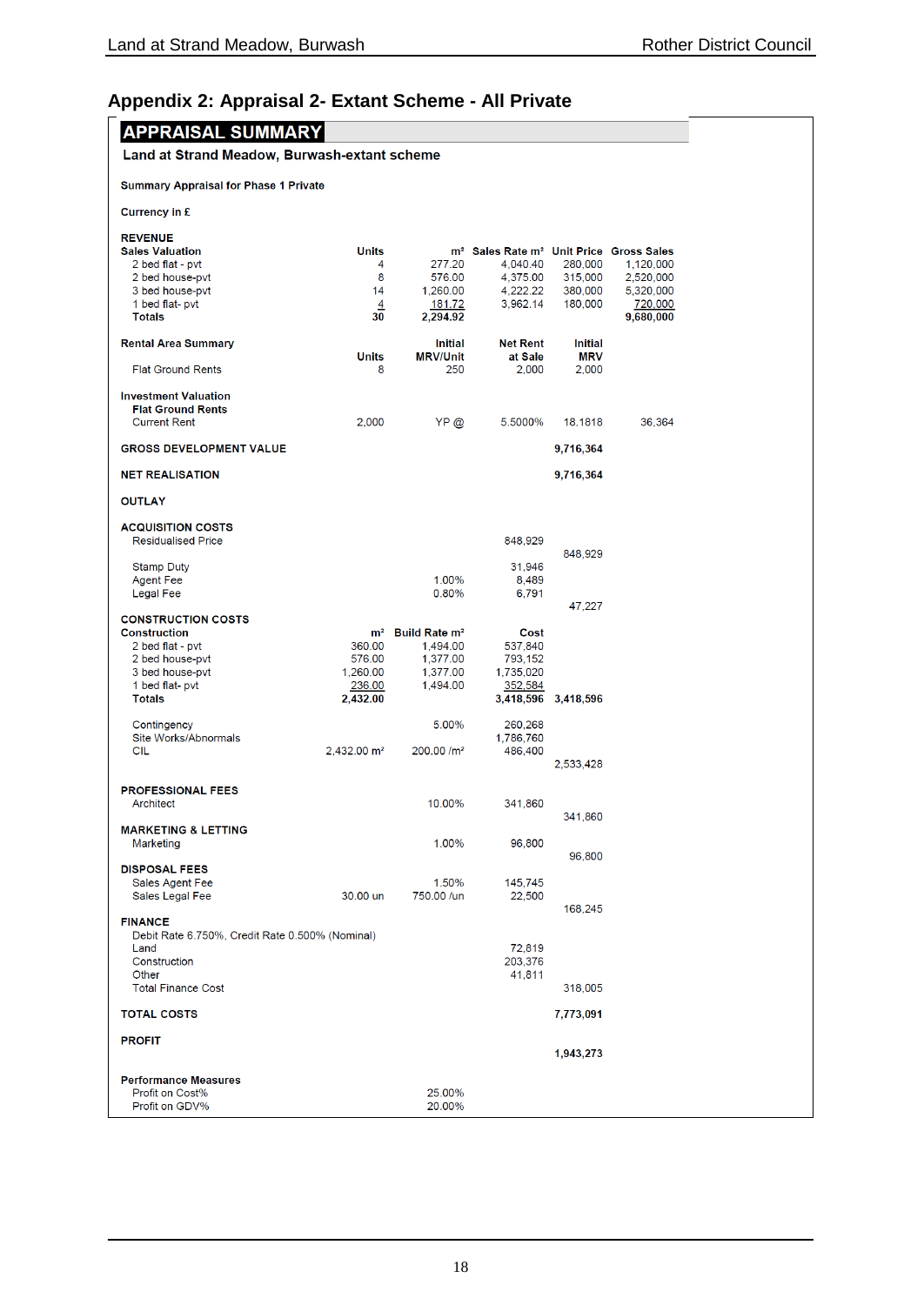## Appendix 2: Appraisal 2- Extant Scheme - All Private

**APPRAISAL SUMMARY**

**Land at Strand Meadow, Burwash-extant scheme**

**Summary Appraisal for Phase 1 Private**

**Currency in £**

**REVENUE**

| Sales Valuation | Units | m² | Sales Rate m² | Unit Price | Gross Sales |
|---|---|---|---|---|---|
| 2 bed flat - pvt | 4 | 277.20 | 4,040.40 | 280,000 | 1,120,000 |
| 2 bed house-pvt | 8 | 576.00 | 4,375.00 | 315,000 | 2,520,000 |
| 3 bed house-pvt | 14 | 1,260.00 | 4,222.22 | 380,000 | 5,320,000 |
| 1 bed flat- pvt | 4 | 181.72 | 3,962.14 | 180,000 | 720,000 |
| **Totals** | **30** | **2,294.92** | | | **9,680,000** |

| Rental Area Summary | Units | Initial MRV/Unit | Net Rent at Sale | Initial MRV |
|---|---|---|---|---|
| Flat Ground Rents | 8 | 250 | 2,000 | 2,000 |

| Investment Valuation | | | | | |
|---|---|---|---|---|---|
| **Flat Ground Rents** | | | | | |
| Current Rent | 2,000 | YP @ | 5.5000% | 18.1818 | 36,364 |

| | |
|---|---|
| **GROSS DEVELOPMENT VALUE** | **9,716,364** |
| **NET REALISATION** | **9,716,364** |

**OUTLAY**

| ACQUISITION COSTS | | | | |
|---|---|---|---|---|
| Residualised Price | | | 848,929 | |
| | | | | 848,929 |
| Stamp Duty | | | 31,946 | |
| Agent Fee | | 1.00% | 8,489 | |
| Legal Fee | | 0.80% | 6,791 | |
| | | | | 47,227 |

| CONSTRUCTION COSTS | | | | |
|---|---|---|---|---|
| **Construction** | **m²** | **Build Rate m²** | **Cost** | |
| 2 bed flat - pvt | 360.00 | 1,494.00 | 537,840 | |
| 2 bed house-pvt | 576.00 | 1,377.00 | 793,152 | |
| 3 bed house-pvt | 1,260.00 | 1,377.00 | 1,735,020 | |
| 1 bed flat- pvt | 236.00 | 1,494.00 | 352,584 | |
| **Totals** | **2,432.00** | | **3,418,596** | **3,418,596** |
| Contingency | | 5.00% | 260,268 | |
| Site Works/Abnormals | | | 1,786,760 | |
| CIL | 2,432.00 m² | 200.00 /m² | 486,400 | |
| | | | | 2,533,428 |

| PROFESSIONAL FEES | | | | |
|---|---|---|---|---|
| Architect | | 10.00% | 341,860 | |
| | | | | 341,860 |
| **MARKETING & LETTING** | | | | |
| Marketing | | 1.00% | 96,800 | |
| | | | | 96,800 |
| **DISPOSAL FEES** | | | | |
| Sales Agent Fee | | 1.50% | 145,745 | |
| Sales Legal Fee | 30.00 un | 750.00 /un | 22,500 | |
| | | | | 168,245 |

**FINANCE**

Debit Rate 6.750%, Credit Rate 0.500% (Nominal)

| | | |
|---|---|---|
| Land | 72,819 | |
| Construction | 203,376 | |
| Other | 41,811 | |
| Total Finance Cost | | 318,005 |

| | |
|---|---|
| **TOTAL COSTS** | **7,773,091** |
| **PROFIT** | **1,943,273** |

**Performance Measures**

| | |
|---|---|
| Profit on Cost% | 25.00% |
| Profit on GDV% | 20.00% |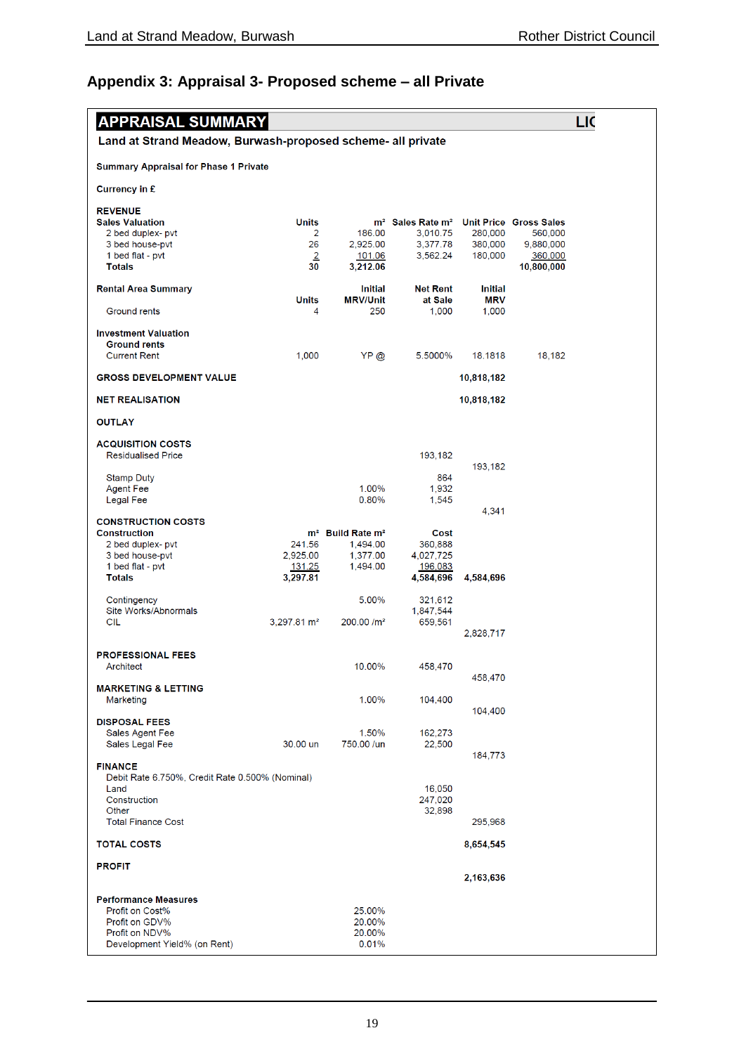## Appendix 3: Appraisal 3- Proposed scheme – all Private

**APPRAISAL SUMMARY** **LIC**

**Land at Strand Meadow, Burwash-proposed scheme- all private**

**Summary Appraisal for Phase 1 Private**

**Currency in £**

**REVENUE**

| Sales Valuation | Units | m² | Sales Rate m² | Unit Price | Gross Sales |
|---|---|---|---|---|---|
| 2 bed duplex- pvt | 2 | 186.00 | 3,010.75 | 280,000 | 560,000 |
| 3 bed house-pvt | 26 | 2,925.00 | 3,377.78 | 380,000 | 9,880,000 |
| 1 bed flat - pvt | 2 | 101.06 | 3,562.24 | 180,000 | 360,000 |
| **Totals** | 30 | 3,212.06 | | | 10,800,000 |

| Rental Area Summary | Units | Initial MRV/Unit | Net Rent at Sale | Initial MRV |
|---|---|---|---|---|
| Ground rents | 4 | 250 | 1,000 | 1,000 |

**Investment Valuation**

| **Ground rents** | | | | | |
|---|---|---|---|---|---|
| Current Rent | 1,000 | YP @ | 5.5000% | 18.1818 | 18,182 |

| | |
|---|---|
| **GROSS DEVELOPMENT VALUE** | **10,818,182** |
| **NET REALISATION** | **10,818,182** |

**OUTLAY**

**ACQUISITION COSTS**

| | | | | |
|---|---|---|---|---|
| Residualised Price | | | 193,182 | |
| | | | | 193,182 |
| Stamp Duty | | | 864 | |
| Agent Fee | | 1.00% | 1,932 | |
| Legal Fee | | 0.80% | 1,545 | |
| | | | | 4,341 |

**CONSTRUCTION COSTS**

| Construction | m² | Build Rate m² | Cost | |
|---|---|---|---|---|
| 2 bed duplex- pvt | 241.56 | 1,494.00 | 360,888 | |
| 3 bed house-pvt | 2,925.00 | 1,377.00 | 4,027,725 | |
| 1 bed flat - pvt | 131.25 | 1,494.00 | 196,083 | |
| **Totals** | **3,297.81** | | **4,584,696** | **4,584,696** |
| Contingency | | 5.00% | 321,612 | |
| Site Works/Abnormals | | | 1,847,544 | |
| CIL | 3,297.81 m² | 200.00 /m² | 659,561 | |
| | | | | 2,828,717 |

**PROFESSIONAL FEES**

| | | | |
|---|---|---|---|
| Architect | 10.00% | 458,470 | |
| | | | 458,470 |

**MARKETING & LETTING**

| | | | |
|---|---|---|---|
| Marketing | 1.00% | 104,400 | |
| | | | 104,400 |

**DISPOSAL FEES**

| | | | | |
|---|---|---|---|---|
| Sales Agent Fee | | 1.50% | 162,273 | |
| Sales Legal Fee | 30.00 un | 750.00 /un | 22,500 | |
| | | | | 184,773 |

**FINANCE**

Debit Rate 6.750%, Credit Rate 0.500% (Nominal)

| | | |
|---|---|---|
| Land | 16,050 | |
| Construction | 247,020 | |
| Other | 32,898 | |
| Total Finance Cost | | 295,968 |

| | |
|---|---|
| **TOTAL COSTS** | **8,654,545** |
| **PROFIT** | **2,163,636** |

**Performance Measures**

| | |
|---|---|
| Profit on Cost% | 25.00% |
| Profit on GDV% | 20.00% |
| Profit on NDV% | 20.00% |
| Development Yield% (on Rent) | 0.01% |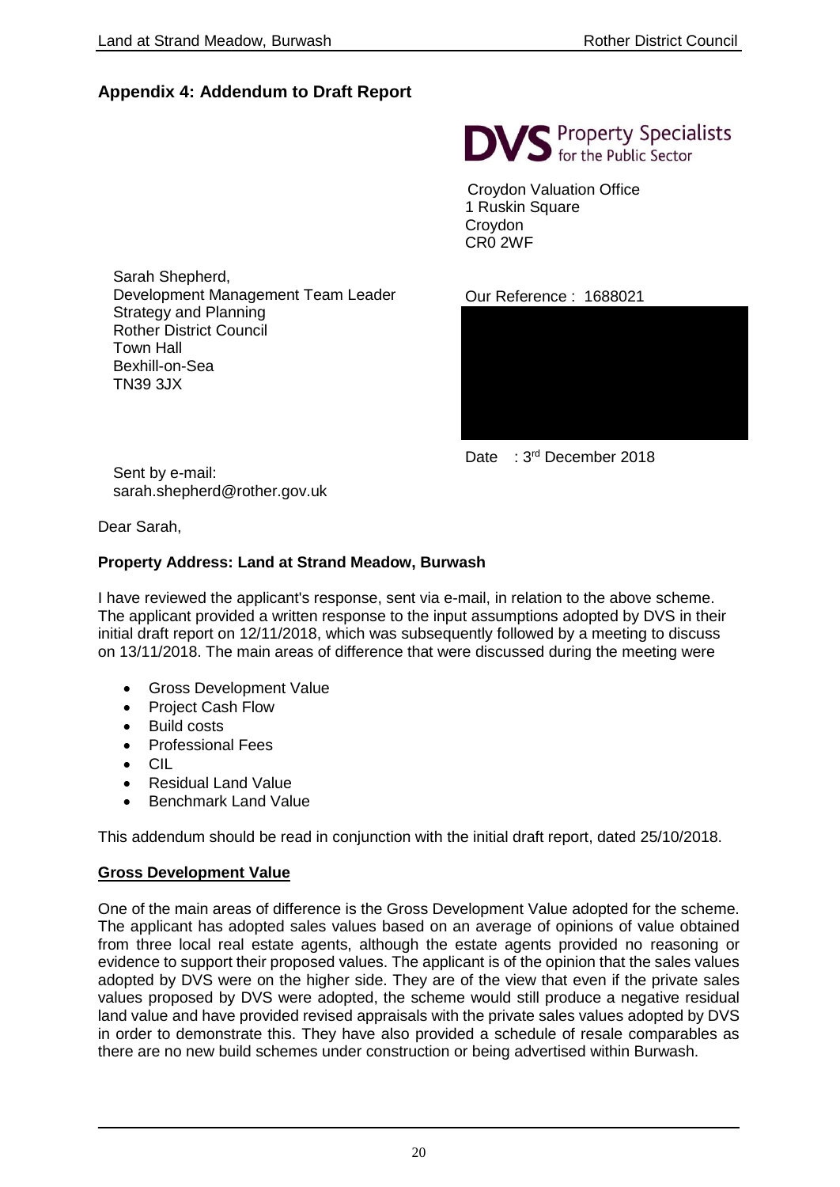## Appendix 4: Addendum to Draft Report

**DVS** Property Specialists for the Public Sector

Croydon Valuation Office
1 Ruskin Square
Croydon
CR0 2WF

Sarah Shepherd,
Development Management Team Leader
Strategy and Planning
Rother District Council
Town Hall
Bexhill-on-Sea
TN39 3JX

Our Reference : 1688021

Date : 3rd December 2018

Sent by e-mail:
sarah.shepherd@rother.gov.uk

Dear Sarah,

**Property Address: Land at Strand Meadow, Burwash**

I have reviewed the applicant's response, sent via e-mail, in relation to the above scheme. The applicant provided a written response to the input assumptions adopted by DVS in their initial draft report on 12/11/2018, which was subsequently followed by a meeting to discuss on 13/11/2018. The main areas of difference that were discussed during the meeting were

- Gross Development Value
- Project Cash Flow
- Build costs
- Professional Fees
- CIL
- Residual Land Value
- Benchmark Land Value

This addendum should be read in conjunction with the initial draft report, dated 25/10/2018.

### Gross Development Value

One of the main areas of difference is the Gross Development Value adopted for the scheme. The applicant has adopted sales values based on an average of opinions of value obtained from three local real estate agents, although the estate agents provided no reasoning or evidence to support their proposed values. The applicant is of the opinion that the sales values adopted by DVS were on the higher side. They are of the view that even if the private sales values proposed by DVS were adopted, the scheme would still produce a negative residual land value and have provided revised appraisals with the private sales values adopted by DVS in order to demonstrate this. They have also provided a schedule of resale comparables as there are no new build schemes under construction or being advertised within Burwash.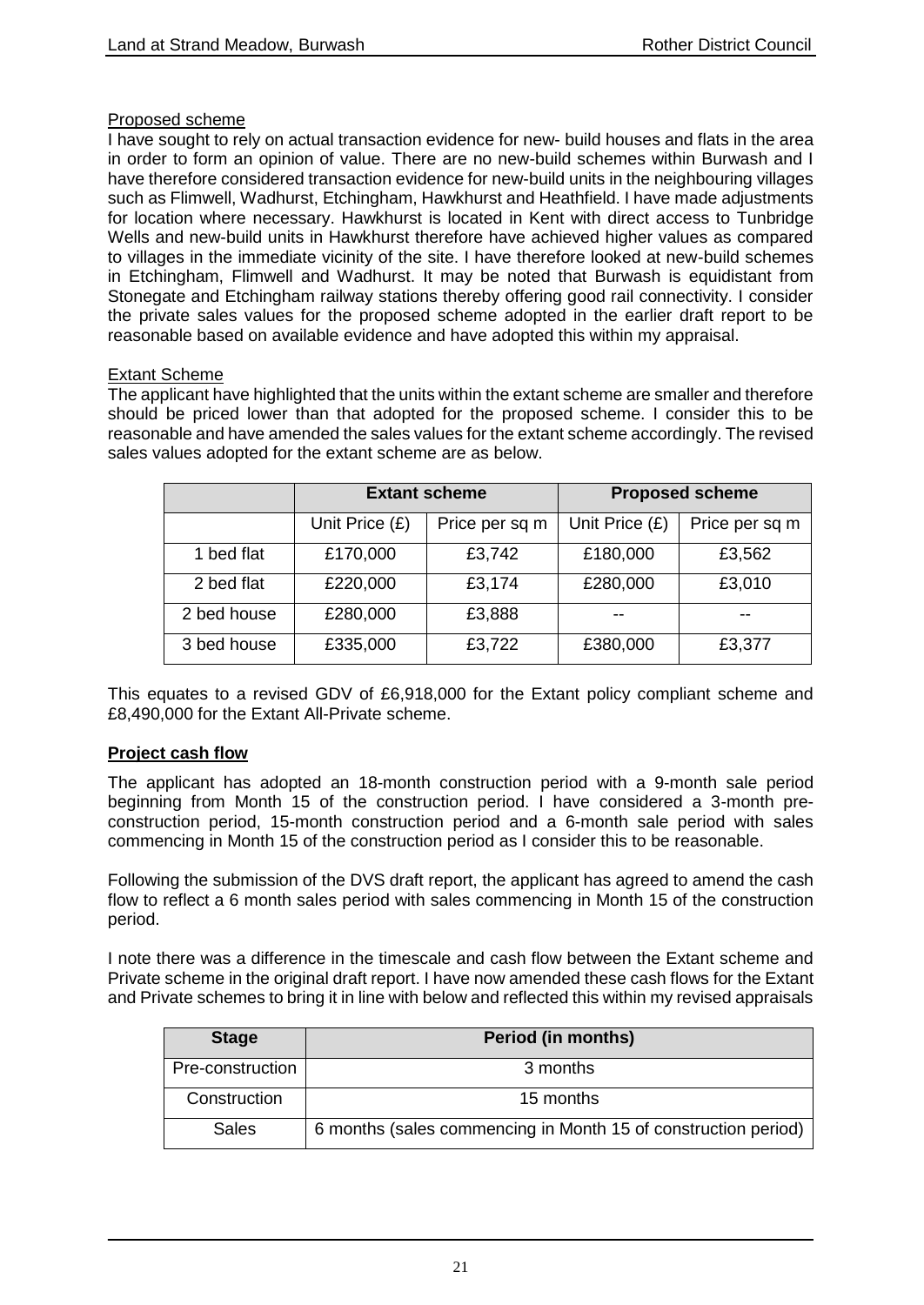Proposed scheme

I have sought to rely on actual transaction evidence for new- build houses and flats in the area in order to form an opinion of value. There are no new-build schemes within Burwash and I have therefore considered transaction evidence for new-build units in the neighbouring villages such as Flimwell, Wadhurst, Etchingham, Hawkhurst and Heathfield. I have made adjustments for location where necessary. Hawkhurst is located in Kent with direct access to Tunbridge Wells and new-build units in Hawkhurst therefore have achieved higher values as compared to villages in the immediate vicinity of the site. I have therefore looked at new-build schemes in Etchingham, Flimwell and Wadhurst. It may be noted that Burwash is equidistant from Stonegate and Etchingham railway stations thereby offering good rail connectivity. I consider the private sales values for the proposed scheme adopted in the earlier draft report to be reasonable based on available evidence and have adopted this within my appraisal.

Extant Scheme

The applicant have highlighted that the units within the extant scheme are smaller and therefore should be priced lower than that adopted for the proposed scheme. I consider this to be reasonable and have amended the sales values for the extant scheme accordingly. The revised sales values adopted for the extant scheme are as below.

| | Extant scheme | | Proposed scheme | |
|---|---|---|---|---|
| | Unit Price (£) | Price per sq m | Unit Price (£) | Price per sq m |
| 1 bed flat | £170,000 | £3,742 | £180,000 | £3,562 |
| 2 bed flat | £220,000 | £3,174 | £280,000 | £3,010 |
| 2 bed house | £280,000 | £3,888 | -- | -- |
| 3 bed house | £335,000 | £3,722 | £380,000 | £3,377 |

This equates to a revised GDV of £6,918,000 for the Extant policy compliant scheme and £8,490,000 for the Extant All-Private scheme.

**Project cash flow**

The applicant has adopted an 18-month construction period with a 9-month sale period beginning from Month 15 of the construction period. I have considered a 3-month pre-construction period, 15-month construction period and a 6-month sale period with sales commencing in Month 15 of the construction period as I consider this to be reasonable.

Following the submission of the DVS draft report, the applicant has agreed to amend the cash flow to reflect a 6 month sales period with sales commencing in Month 15 of the construction period.

I note there was a difference in the timescale and cash flow between the Extant scheme and Private scheme in the original draft report. I have now amended these cash flows for the Extant and Private schemes to bring it in line with below and reflected this within my revised appraisals

| Stage | Period (in months) |
|---|---|
| Pre-construction | 3 months |
| Construction | 15 months |
| Sales | 6 months (sales commencing in Month 15 of construction period) |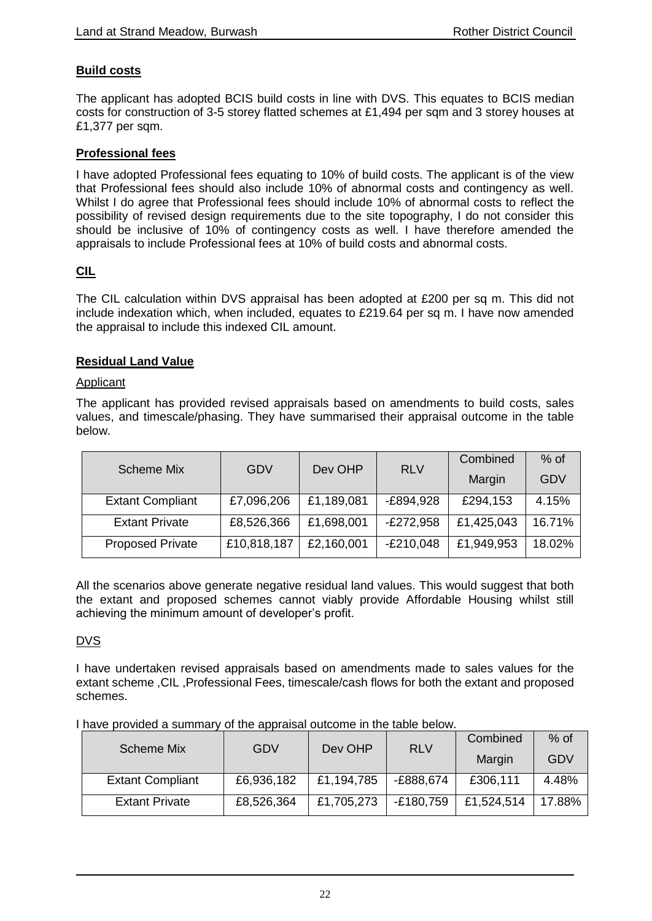**Build costs**

The applicant has adopted BCIS build costs in line with DVS. This equates to BCIS median costs for construction of 3-5 storey flatted schemes at £1,494 per sqm and 3 storey houses at £1,377 per sqm.

**Professional fees**

I have adopted Professional fees equating to 10% of build costs. The applicant is of the view that Professional fees should also include 10% of abnormal costs and contingency as well. Whilst I do agree that Professional fees should include 10% of abnormal costs to reflect the possibility of revised design requirements due to the site topography, I do not consider this should be inclusive of 10% of contingency costs as well. I have therefore amended the appraisals to include Professional fees at 10% of build costs and abnormal costs.

**CIL**

The CIL calculation within DVS appraisal has been adopted at £200 per sq m. This did not include indexation which, when included, equates to £219.64 per sq m. I have now amended the appraisal to include this indexed CIL amount.

**Residual Land Value**

Applicant

The applicant has provided revised appraisals based on amendments to build costs, sales values, and timescale/phasing. They have summarised their appraisal outcome in the table below.

| Scheme Mix | GDV | Dev OHP | RLV | Combined Margin | % of GDV |
|---|---|---|---|---|---|
| Extant Compliant | £7,096,206 | £1,189,081 | -£894,928 | £294,153 | 4.15% |
| Extant Private | £8,526,366 | £1,698,001 | -£272,958 | £1,425,043 | 16.71% |
| Proposed Private | £10,818,187 | £2,160,001 | -£210,048 | £1,949,953 | 18.02% |

All the scenarios above generate negative residual land values. This would suggest that both the extant and proposed schemes cannot viably provide Affordable Housing whilst still achieving the minimum amount of developer's profit.

DVS

I have undertaken revised appraisals based on amendments made to sales values for the extant scheme ,CIL ,Professional Fees, timescale/cash flows for both the extant and proposed schemes.

I have provided a summary of the appraisal outcome in the table below.

| Scheme Mix | GDV | Dev OHP | RLV | Combined Margin | % of GDV |
|---|---|---|---|---|---|
| Extant Compliant | £6,936,182 | £1,194,785 | -£888,674 | £306,111 | 4.48% |
| Extant Private | £8,526,364 | £1,705,273 | -£180,759 | £1,524,514 | 17.88% |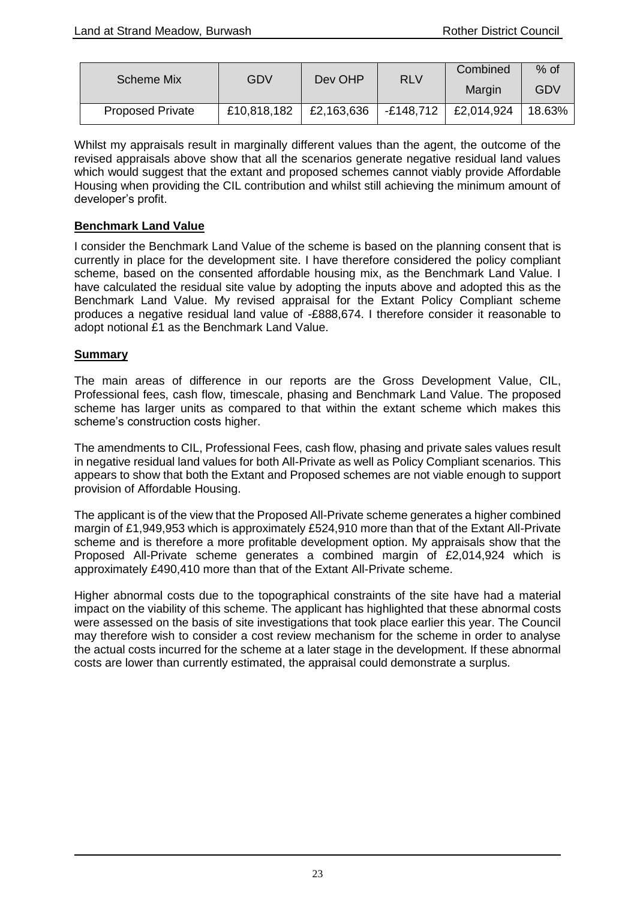| Scheme Mix | GDV | Dev OHP | RLV | Combined Margin | % of GDV |
|---|---|---|---|---|---|
| Proposed Private | £10,818,182 | £2,163,636 | -£148,712 | £2,014,924 | 18.63% |

Whilst my appraisals result in marginally different values than the agent, the outcome of the revised appraisals above show that all the scenarios generate negative residual land values which would suggest that the extant and proposed schemes cannot viably provide Affordable Housing when providing the CIL contribution and whilst still achieving the minimum amount of developer's profit.

**Benchmark Land Value**

I consider the Benchmark Land Value of the scheme is based on the planning consent that is currently in place for the development site. I have therefore considered the policy compliant scheme, based on the consented affordable housing mix, as the Benchmark Land Value. I have calculated the residual site value by adopting the inputs above and adopted this as the Benchmark Land Value. My revised appraisal for the Extant Policy Compliant scheme produces a negative residual land value of -£888,674. I therefore consider it reasonable to adopt notional £1 as the Benchmark Land Value.

**Summary**

The main areas of difference in our reports are the Gross Development Value, CIL, Professional fees, cash flow, timescale, phasing and Benchmark Land Value. The proposed scheme has larger units as compared to that within the extant scheme which makes this scheme's construction costs higher.

The amendments to CIL, Professional Fees, cash flow, phasing and private sales values result in negative residual land values for both All-Private as well as Policy Compliant scenarios. This appears to show that both the Extant and Proposed schemes are not viable enough to support provision of Affordable Housing.

The applicant is of the view that the Proposed All-Private scheme generates a higher combined margin of £1,949,953 which is approximately £524,910 more than that of the Extant All-Private scheme and is therefore a more profitable development option. My appraisals show that the Proposed All-Private scheme generates a combined margin of £2,014,924 which is approximately £490,410 more than that of the Extant All-Private scheme.

Higher abnormal costs due to the topographical constraints of the site have had a material impact on the viability of this scheme. The applicant has highlighted that these abnormal costs were assessed on the basis of site investigations that took place earlier this year. The Council may therefore wish to consider a cost review mechanism for the scheme in order to analyse the actual costs incurred for the scheme at a later stage in the development. If these abnormal costs are lower than currently estimated, the appraisal could demonstrate a surplus.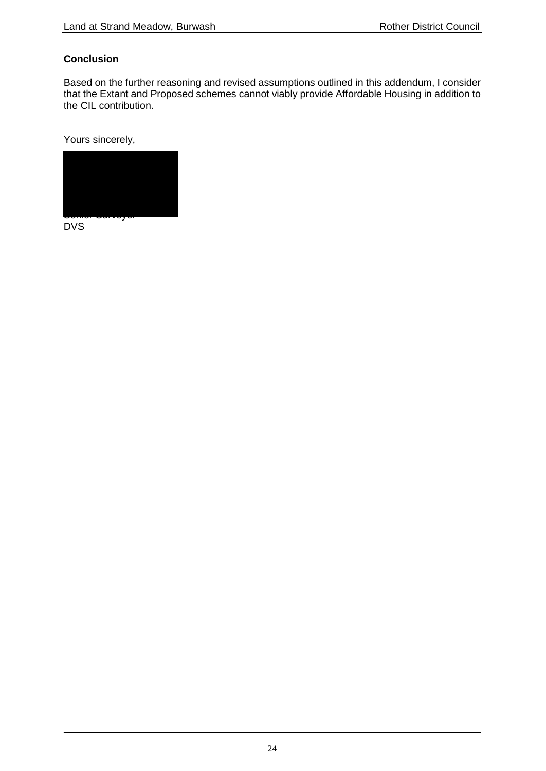**Conclusion**

Based on the further reasoning and revised assumptions outlined in this addendum, I consider that the Extant and Proposed schemes cannot viably provide Affordable Housing in addition to the CIL contribution.

Yours sincerely,

Senior Surveyor
DVS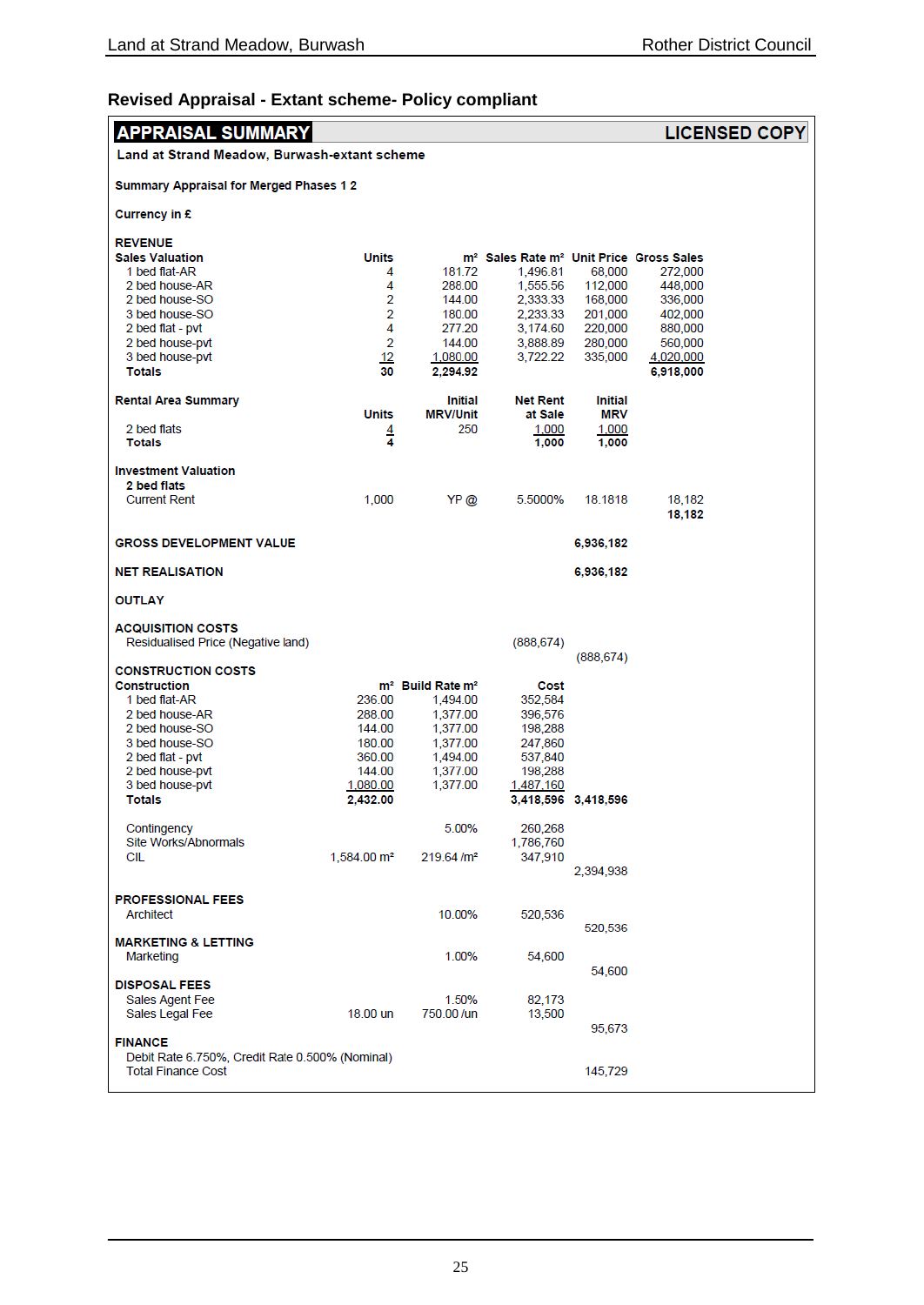## Revised Appraisal - Extant scheme- Policy compliant

**APPRAISAL SUMMARY** — **LICENSED COPY**

**Land at Strand Meadow, Burwash-extant scheme**

**Summary Appraisal for Merged Phases 1 2**

**Currency in £**

**REVENUE**

| **Sales Valuation** | **Units** | **m²** | **Sales Rate m²** | **Unit Price** | **Gross Sales** |
|---|---|---|---|---|---|
| 1 bed flat-AR | 4 | 181.72 | 1,496.81 | 68,000 | 272,000 |
| 2 bed house-AR | 4 | 288.00 | 1,555.56 | 112,000 | 448,000 |
| 2 bed house-SO | 2 | 144.00 | 2,333.33 | 168,000 | 336,000 |
| 3 bed house-SO | 2 | 180.00 | 2,233.33 | 201,000 | 402,000 |
| 2 bed flat - pvt | 4 | 277.20 | 3,174.60 | 220,000 | 880,000 |
| 2 bed house-pvt | 2 | 144.00 | 3,888.89 | 280,000 | 560,000 |
| 3 bed house-pvt | 12 | 1,080.00 | 3,722.22 | 335,000 | 4,020,000 |
| **Totals** | **30** | **2,294.92** | | | **6,918,000** |

| **Rental Area Summary** | **Units** | **Initial MRV/Unit** | **Net Rent at Sale** | **Initial MRV** |
|---|---|---|---|---|
| 2 bed flats | 4 | 250 | 1,000 | 1,000 |
| **Totals** | **4** | | **1,000** | **1,000** |

**Investment Valuation**

| | | | | | |
|---|---|---|---|---|---|
| **2 bed flats** | | | | | |
| Current Rent | 1,000 | YP @ | 5.5000% | 18.1818 | 18,182 |
| | | | | | **18,182** |

| | |
|---|---|
| **GROSS DEVELOPMENT VALUE** | **6,936,182** |
| **NET REALISATION** | **6,936,182** |

**OUTLAY**

**ACQUISITION COSTS**

| | | |
|---|---|---|
| Residualised Price (Negative land) | (888,674) | |
| | | (888,674) |

**CONSTRUCTION COSTS**

| **Construction** | **m²** | **Build Rate m²** | **Cost** | |
|---|---|---|---|---|
| 1 bed flat-AR | 236.00 | 1,494.00 | 352,584 | |
| 2 bed house-AR | 288.00 | 1,377.00 | 396,576 | |
| 2 bed house-SO | 144.00 | 1,377.00 | 198,288 | |
| 3 bed house-SO | 180.00 | 1,377.00 | 247,860 | |
| 2 bed flat - pvt | 360.00 | 1,494.00 | 537,840 | |
| 2 bed house-pvt | 144.00 | 1,377.00 | 198,288 | |
| 3 bed house-pvt | 1,080.00 | 1,377.00 | 1,487,160 | |
| **Totals** | **2,432.00** | | **3,418,596** | **3,418,596** |

| | | | | |
|---|---|---|---|---|
| Contingency | | 5.00% | 260,268 | |
| Site Works/Abnormals | | | 1,786,760 | |
| CIL | 1,584.00 m² | 219.64 /m² | 347,910 | |
| | | | | 2,394,938 |

**PROFESSIONAL FEES**

| | | | |
|---|---|---|---|
| Architect | 10.00% | 520,536 | |
| | | | 520,536 |

**MARKETING & LETTING**

| | | | |
|---|---|---|---|
| Marketing | 1.00% | 54,600 | |
| | | | 54,600 |

**DISPOSAL FEES**

| | | | | |
|---|---|---|---|---|
| Sales Agent Fee | | 1.50% | 82,173 | |
| Sales Legal Fee | 18.00 un | 750.00 /un | 13,500 | |
| | | | | 95,673 |

**FINANCE**

Debit Rate 6.750%, Credit Rate 0.500% (Nominal)

| | |
|---|---|
| Total Finance Cost | 145,729 |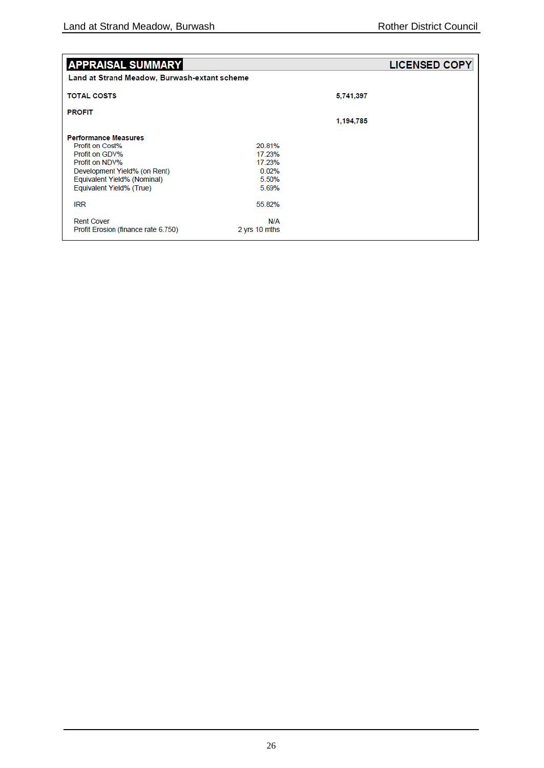| **APPRAISAL SUMMARY** | | **LICENSED COPY** |
|---|---|---|
| **Land at Strand Meadow, Burwash-extant scheme** | | |
| **TOTAL COSTS** | | **5,741,397** |
| **PROFIT** | | |
| | | **1,194,785** |
| **Performance Measures** | | |
| Profit on Cost% | 20.81% | |
| Profit on GDV% | 17.23% | |
| Profit on NDV% | 17.23% | |
| Development Yield% (on Rent) | 0.02% | |
| Equivalent Yield% (Nominal) | 5.50% | |
| Equivalent Yield% (True) | 5.69% | |
| IRR | 55.82% | |
| Rent Cover | N/A | |
| Profit Erosion (finance rate 6.750) | 2 yrs 10 mths | |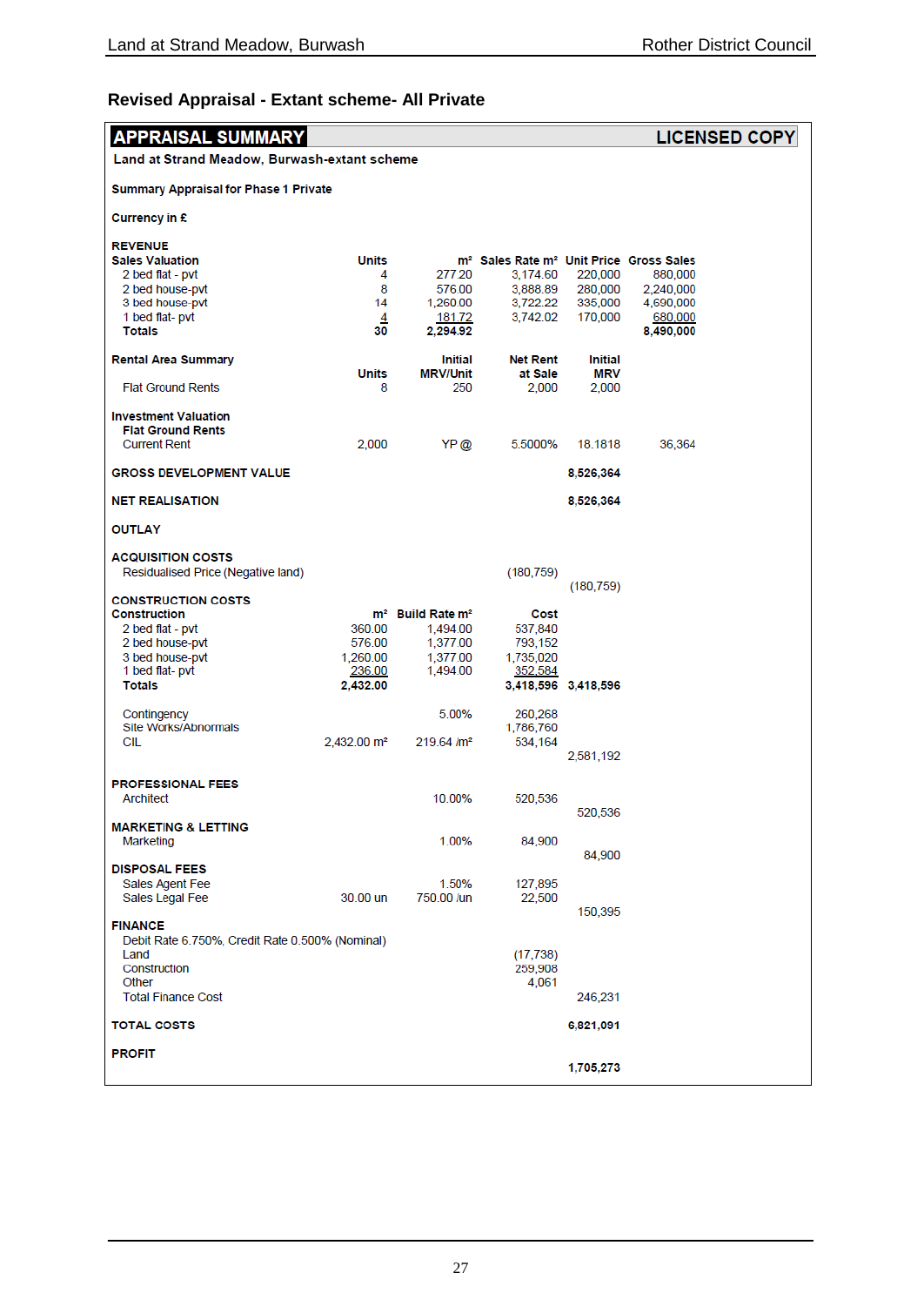## Revised Appraisal - Extant scheme- All Private

**APPRAISAL SUMMARY** | **LICENSED COPY**

**Land at Strand Meadow, Burwash-extant scheme**

**Summary Appraisal for Phase 1 Private**

**Currency in £**

**REVENUE**

| Sales Valuation | Units | m² | Sales Rate m² | Unit Price | Gross Sales |
|---|---|---|---|---|---|
| 2 bed flat - pvt | 4 | 277.20 | 3,174.60 | 220,000 | 880,000 |
| 2 bed house-pvt | 8 | 576.00 | 3,888.89 | 280,000 | 2,240,000 |
| 3 bed house-pvt | 14 | 1,260.00 | 3,722.22 | 335,000 | 4,690,000 |
| 1 bed flat- pvt | 4 | 181.72 | 3,742.02 | 170,000 | 680,000 |
| **Totals** | **30** | **2,294.92** | | | **8,490,000** |

| Rental Area Summary | Units | Initial MRV/Unit | Net Rent at Sale | Initial MRV |
|---|---|---|---|---|
| Flat Ground Rents | 8 | 250 | 2,000 | 2,000 |

**Investment Valuation**
**Flat Ground Rents**

| | | | | | |
|---|---|---|---|---|---|
| Current Rent | 2,000 | YP @ | 5.5000% | 18.1818 | 36,364 |

| | |
|---|---|
| **GROSS DEVELOPMENT VALUE** | **8,526,364** |
| **NET REALISATION** | **8,526,364** |

**OUTLAY**

**ACQUISITION COSTS**

| | | |
|---|---|---|
| Residualised Price (Negative land) | (180,759) | |
| | | (180,759) |

**CONSTRUCTION COSTS**

| Construction | m² | Build Rate m² | Cost | |
|---|---|---|---|---|
| 2 bed flat - pvt | 360.00 | 1,494.00 | 537,840 | |
| 2 bed house-pvt | 576.00 | 1,377.00 | 793,152 | |
| 3 bed house-pvt | 1,260.00 | 1,377.00 | 1,735,020 | |
| 1 bed flat- pvt | 236.00 | 1,494.00 | 352,584 | |
| **Totals** | **2,432.00** | | **3,418,596** | **3,418,596** |
| Contingency | | 5.00% | 260,268 | |
| Site Works/Abnormals | | | 1,786,760 | |
| CIL | 2,432.00 m² | 219.64 /m² | 534,164 | |
| | | | | 2,581,192 |

**PROFESSIONAL FEES**

| | | | |
|---|---|---|---|
| Architect | 10.00% | 520,536 | |
| | | | 520,536 |

**MARKETING & LETTING**

| | | | |
|---|---|---|---|
| Marketing | 1.00% | 84,900 | |
| | | | 84,900 |

**DISPOSAL FEES**

| | | | | |
|---|---|---|---|---|
| Sales Agent Fee | | 1.50% | 127,895 | |
| Sales Legal Fee | 30.00 un | 750.00 /un | 22,500 | |
| | | | | 150,395 |

**FINANCE**

Debit Rate 6.750%, Credit Rate 0.500% (Nominal)

| | | |
|---|---|---|
| Land | (17,738) | |
| Construction | 259,908 | |
| Other | 4,061 | |
| Total Finance Cost | | 246,231 |

| | |
|---|---|
| **TOTAL COSTS** | **6,821,091** |
| **PROFIT** | **1,705,273** |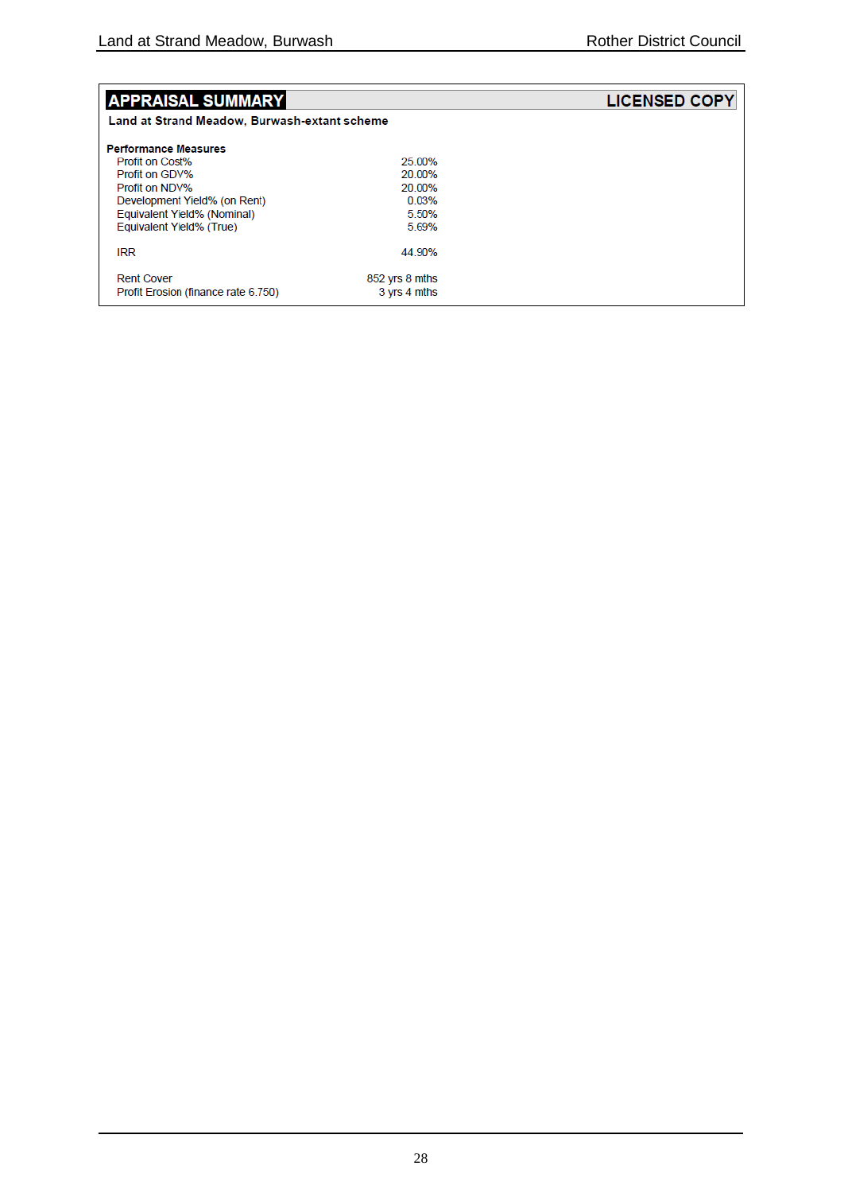## APPRAISAL SUMMARY

**LICENSED COPY**

**Land at Strand Meadow, Burwash-extant scheme**

**Performance Measures**

| | |
|---|---|
| Profit on Cost% | 25.00% |
| Profit on GDV% | 20.00% |
| Profit on NDV% | 20.00% |
| Development Yield% (on Rent) | 0.03% |
| Equivalent Yield% (Nominal) | 5.50% |
| Equivalent Yield% (True) | 5.69% |
| | |
| IRR | 44.90% |
| | |
| Rent Cover | 852 yrs 8 mths |
| Profit Erosion (finance rate 6.750) | 3 yrs 4 mths |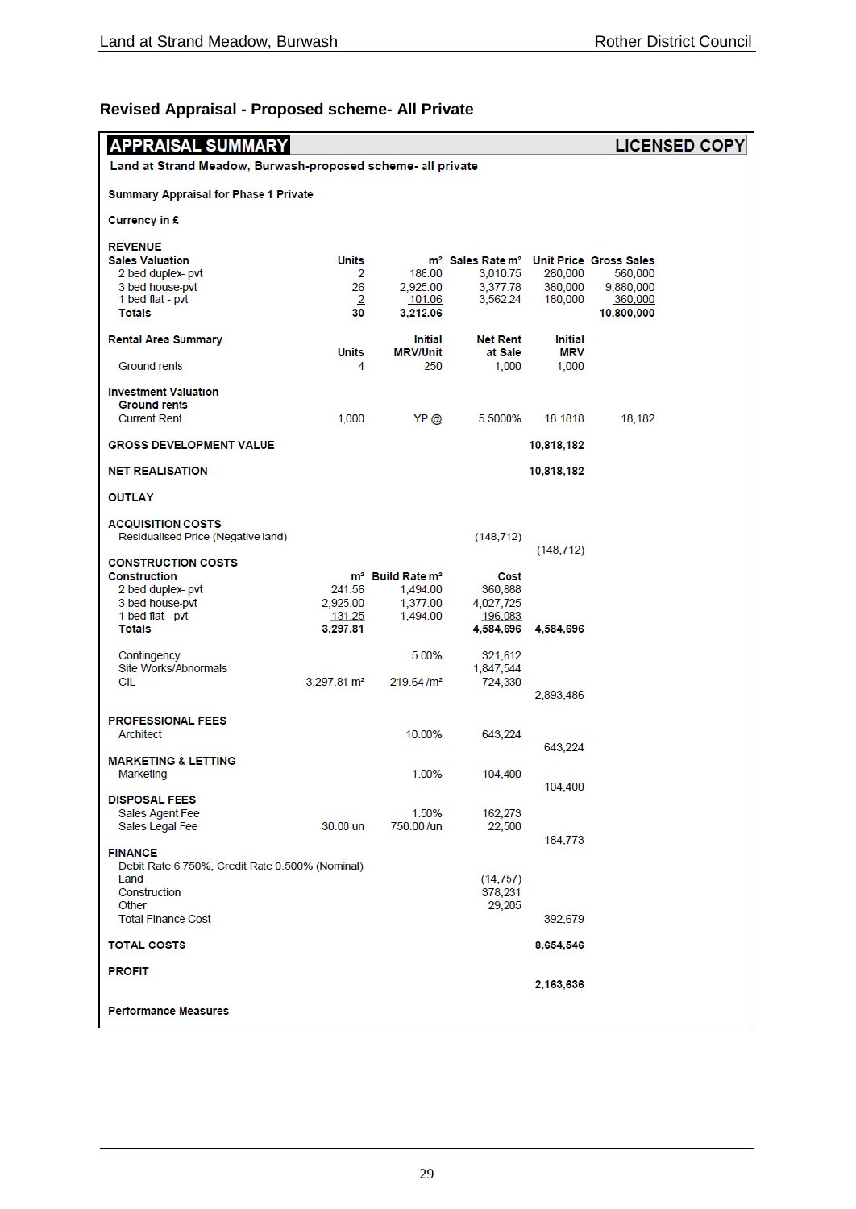## Revised Appraisal - Proposed scheme- All Private

**APPRAISAL SUMMARY** — **LICENSED COPY**

**Land at Strand Meadow, Burwash-proposed scheme- all private**

**Summary Appraisal for Phase 1 Private**

**Currency in £**

**REVENUE**

| Sales Valuation | Units | m² | Sales Rate m² | Unit Price | Gross Sales |
|---|---|---|---|---|---|
| 2 bed duplex- pvt | 2 | 186.00 | 3,010.75 | 280,000 | 560,000 |
| 3 bed house-pvt | 26 | 2,925.00 | 3,377.78 | 380,000 | 9,880,000 |
| 1 bed flat - pvt | 2 | 101.06 | 3,562.24 | 180,000 | 360,000 |
| **Totals** | **30** | **3,212.06** | | | **10,800,000** |

| Rental Area Summary | Units | Initial MRV/Unit | Net Rent at Sale | Initial MRV |
|---|---|---|---|---|
| Ground rents | 4 | 250 | 1,000 | 1,000 |

**Investment Valuation**

**Ground rents**

| | | | | | |
|---|---|---|---|---|---|
| Current Rent | 1,000 | YP @ | 5.5000% | 18.1818 | 18,182 |

| | |
|---|---|
| **GROSS DEVELOPMENT VALUE** | **10,818,182** |
| **NET REALISATION** | **10,818,182** |

**OUTLAY**

**ACQUISITION COSTS**

| | | |
|---|---|---|
| Residualised Price (Negative land) | (148,712) | |
| | | (148,712) |

**CONSTRUCTION COSTS**

| Construction | m² | Build Rate m² | Cost | |
|---|---|---|---|---|
| 2 bed duplex- pvt | 241.56 | 1,494.00 | 360,888 | |
| 3 bed house-pvt | 2,925.00 | 1,377.00 | 4,027,725 | |
| 1 bed flat - pvt | 131.25 | 1,494.00 | 196,083 | |
| **Totals** | **3,297.81** | | **4,584,696** | **4,584,696** |
| Contingency | | 5.00% | 321,612 | |
| Site Works/Abnormals | | | 1,847,544 | |
| CIL | 3,297.81 m² | 219.64 /m² | 724,330 | |
| | | | | 2,893,486 |

**PROFESSIONAL FEES**

| | | | |
|---|---|---|---|
| Architect | 10.00% | 643,224 | |
| | | | 643,224 |

**MARKETING & LETTING**

| | | | |
|---|---|---|---|
| Marketing | 1.00% | 104,400 | |
| | | | 104,400 |

**DISPOSAL FEES**

| | | | | |
|---|---|---|---|---|
| Sales Agent Fee | | 1.50% | 162,273 | |
| Sales Legal Fee | 30.00 un | 750.00 /un | 22,500 | |
| | | | | 184,773 |

**FINANCE**

Debit Rate 6.750%, Credit Rate 0.500% (Nominal)

| | | |
|---|---|---|
| Land | (14,757) | |
| Construction | 378,231 | |
| Other | 29,205 | |
| Total Finance Cost | | 392,679 |

| | |
|---|---|
| **TOTAL COSTS** | **8,654,546** |
| **PROFIT** | **2,163,636** |

**Performance Measures**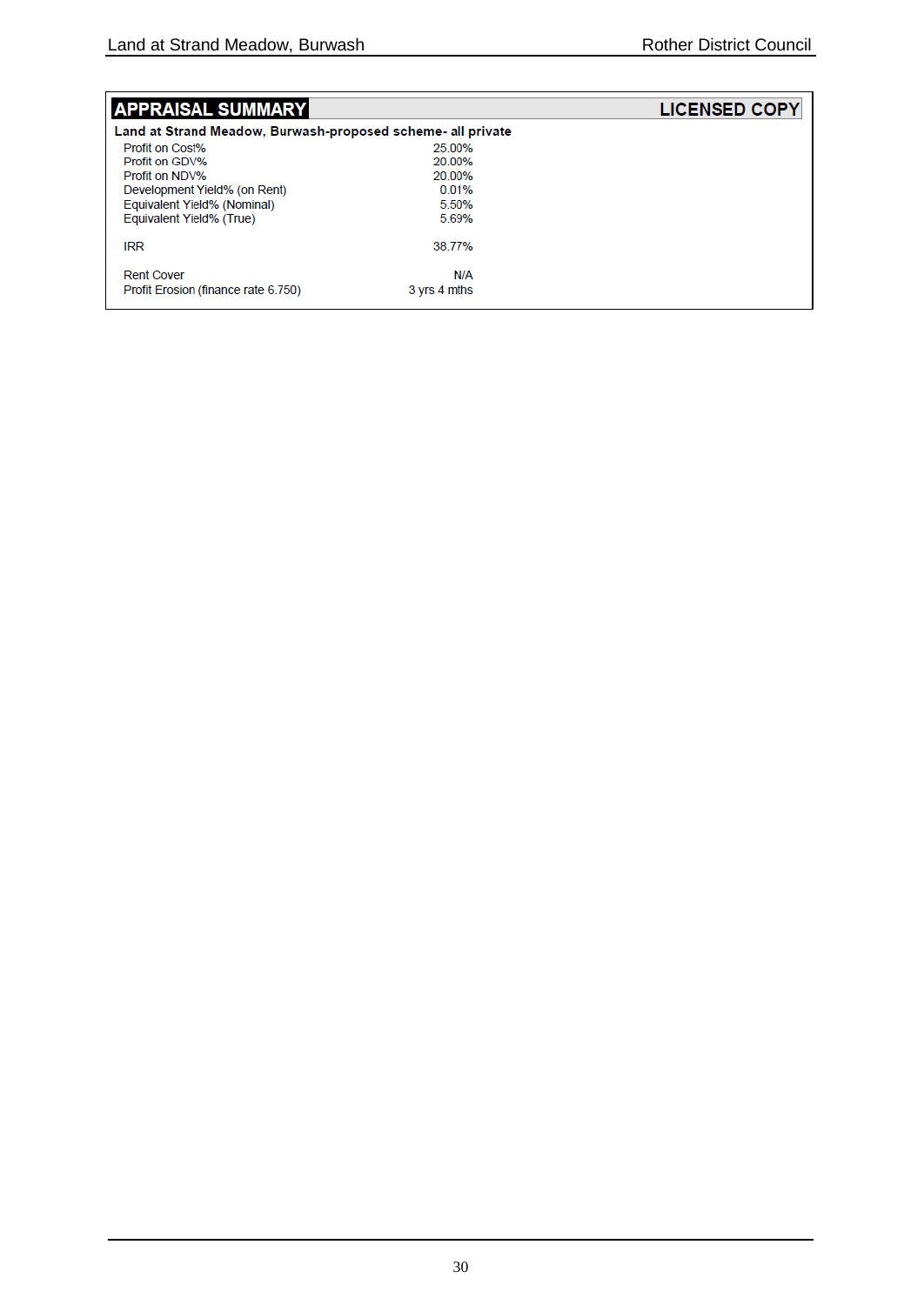**APPRAISAL SUMMARY** **LICENSED COPY**

**Land at Strand Meadow, Burwash-proposed scheme- all private**

| | |
|---|---|
| Profit on Cost% | 25.00% |
| Profit on GDV% | 20.00% |
| Profit on NDV% | 20.00% |
| Development Yield% (on Rent) | 0.01% |
| Equivalent Yield% (Nominal) | 5.50% |
| Equivalent Yield% (True) | 5.69% |
| | |
| IRR | 38.77% |
| | |
| Rent Cover | N/A |
| Profit Erosion (finance rate 6.750) | 3 yrs 4 mths |